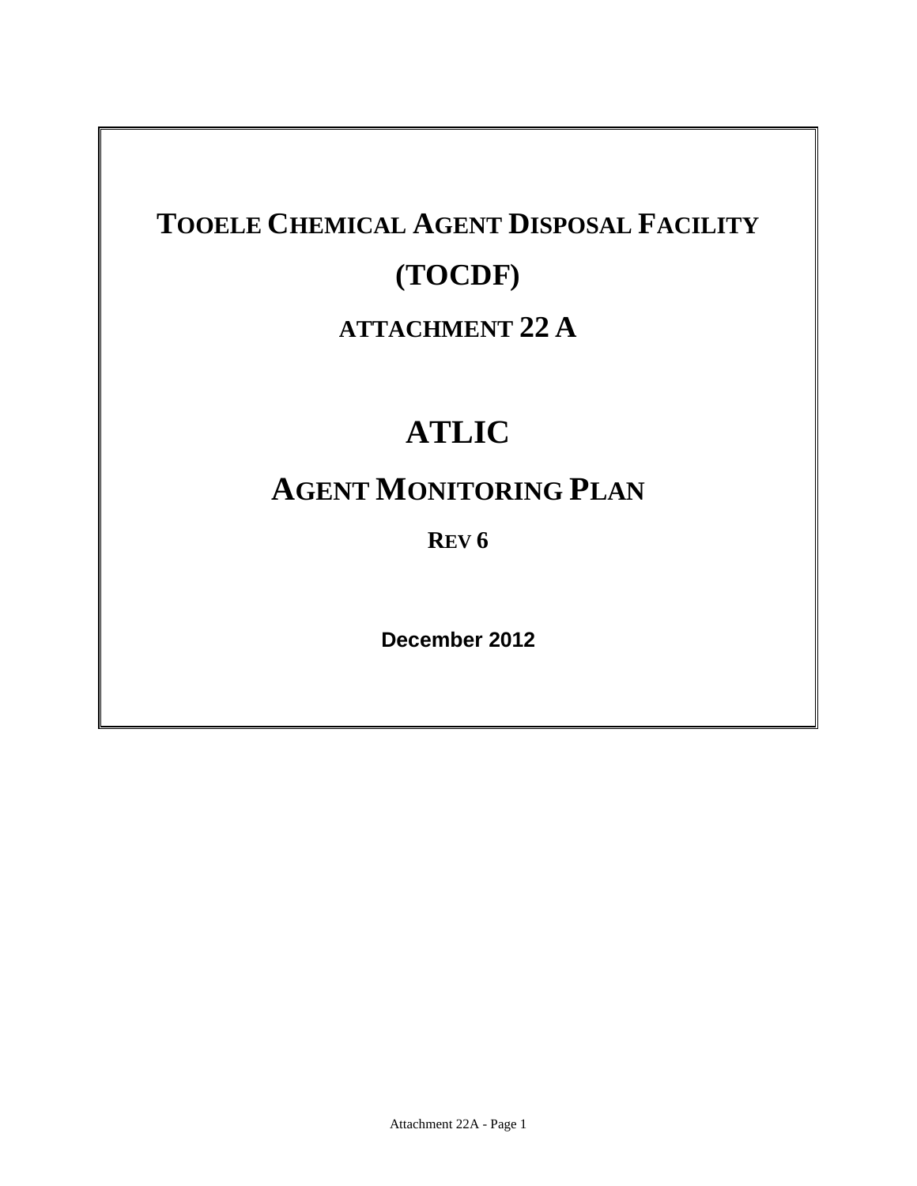# Tooele Chemical Agent Disposal Facility

# (TOCDF)

## Attachment 22 A

# ATLIC

# Agent Monitoring Plan

## Rev 6

**December 2012**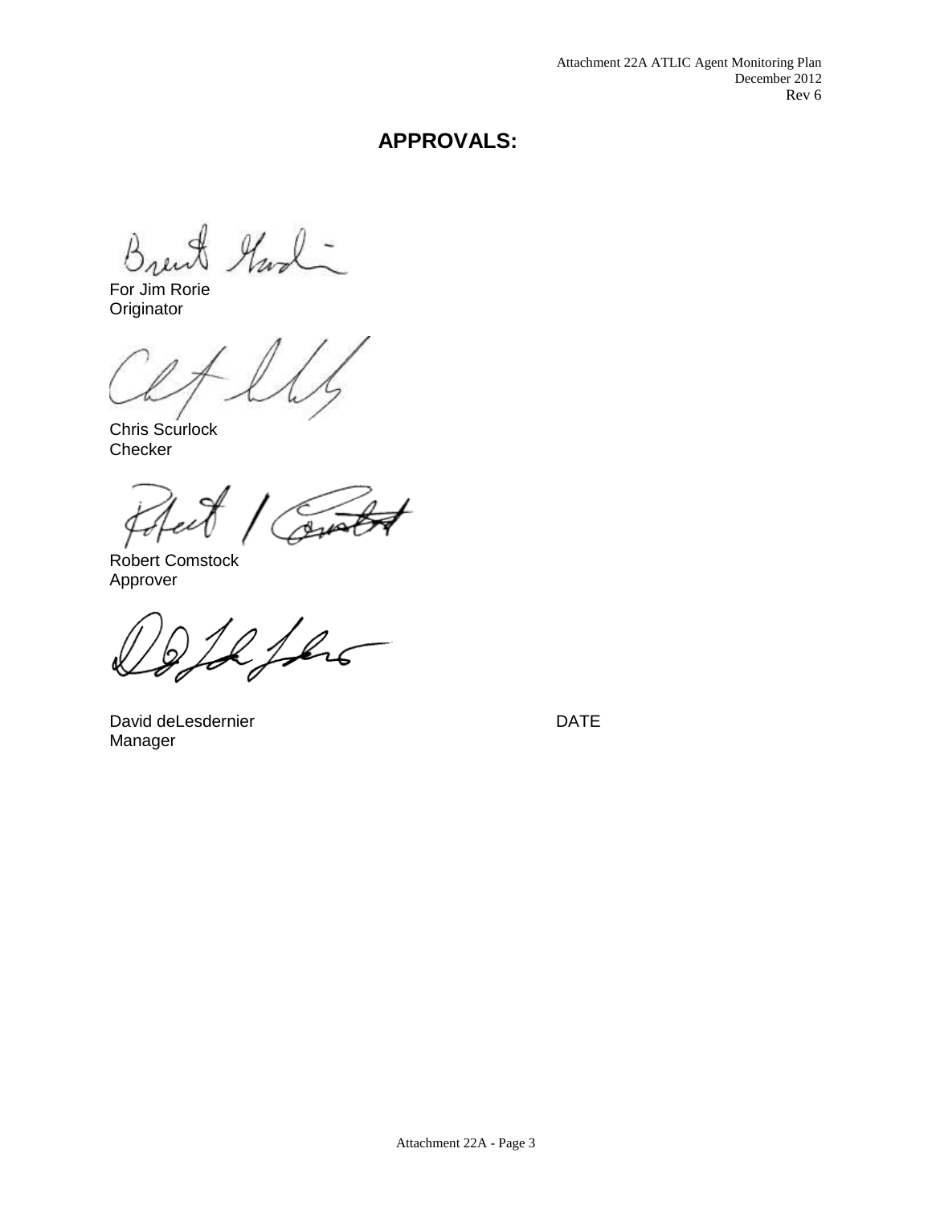# APPROVALS:

For Jim Rorie
Originator

Chris Scurlock
Checker

Robert Comstock
Approver

David deLesdernier                                        DATE
Manager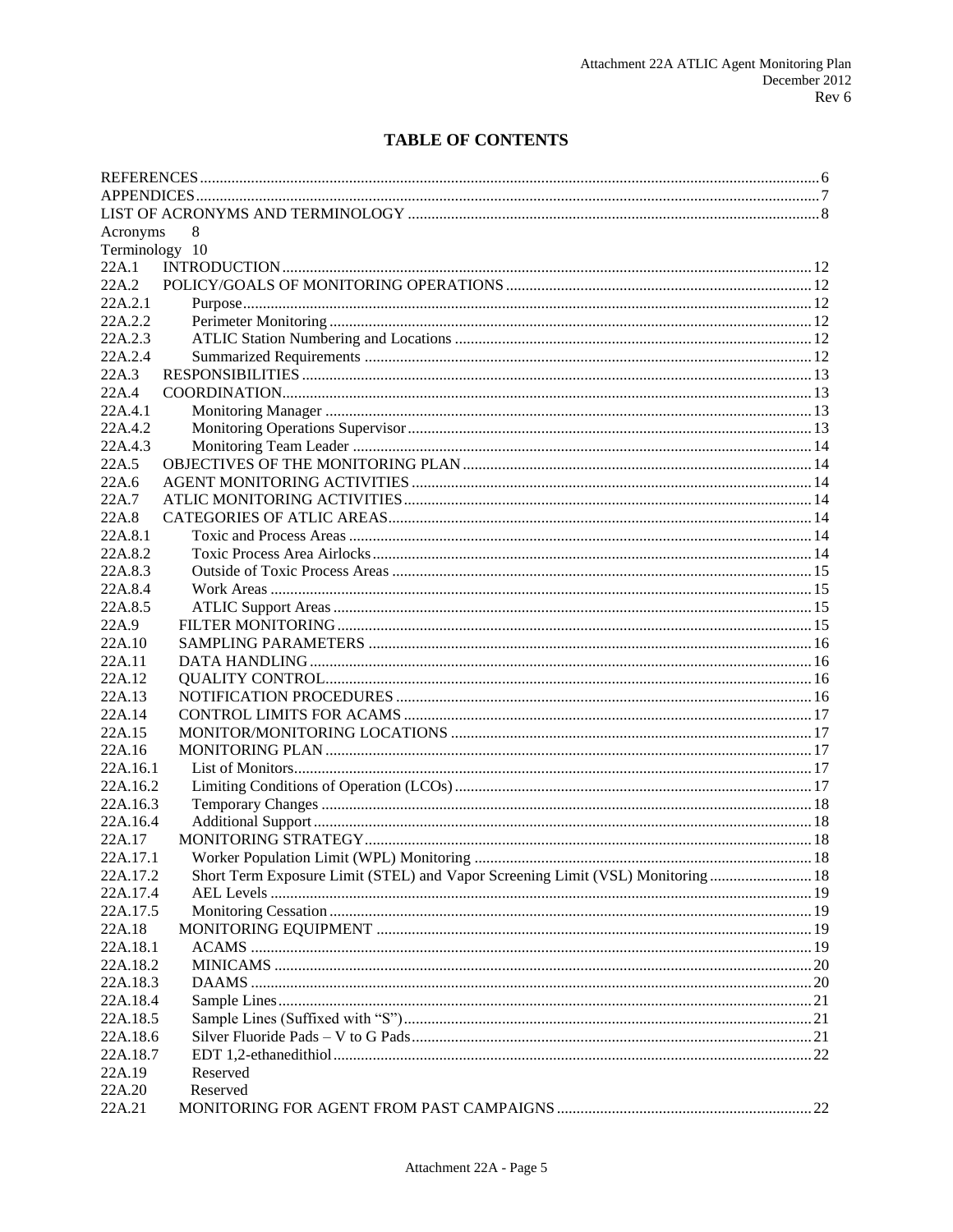# TABLE OF CONTENTS

| | | |
|---|---|---|
| REFERENCES | | 6 |
| APPENDICES | | 7 |
| LIST OF ACRONYMS AND TERMINOLOGY | | 8 |
| Acronyms | | 8 |
| Terminology | | 10 |
| 22A.1 | INTRODUCTION | 12 |
| 22A.2 | POLICY/GOALS OF MONITORING OPERATIONS | 12 |
| 22A.2.1 | Purpose | 12 |
| 22A.2.2 | Perimeter Monitoring | 12 |
| 22A.2.3 | ATLIC Station Numbering and Locations | 12 |
| 22A.2.4 | Summarized Requirements | 12 |
| 22A.3 | RESPONSIBILITIES | 13 |
| 22A.4 | COORDINATION | 13 |
| 22A.4.1 | Monitoring Manager | 13 |
| 22A.4.2 | Monitoring Operations Supervisor | 13 |
| 22A.4.3 | Monitoring Team Leader | 14 |
| 22A.5 | OBJECTIVES OF THE MONITORING PLAN | 14 |
| 22A.6 | AGENT MONITORING ACTIVITIES | 14 |
| 22A.7 | ATLIC MONITORING ACTIVITIES | 14 |
| 22A.8 | CATEGORIES OF ATLIC AREAS | 14 |
| 22A.8.1 | Toxic and Process Areas | 14 |
| 22A.8.2 | Toxic Process Area Airlocks | 14 |
| 22A.8.3 | Outside of Toxic Process Areas | 15 |
| 22A.8.4 | Work Areas | 15 |
| 22A.8.5 | ATLIC Support Areas | 15 |
| 22A.9 | FILTER MONITORING | 15 |
| 22A.10 | SAMPLING PARAMETERS | 16 |
| 22A.11 | DATA HANDLING | 16 |
| 22A.12 | QUALITY CONTROL | 16 |
| 22A.13 | NOTIFICATION PROCEDURES | 16 |
| 22A.14 | CONTROL LIMITS FOR ACAMS | 17 |
| 22A.15 | MONITOR/MONITORING LOCATIONS | 17 |
| 22A.16 | MONITORING PLAN | 17 |
| 22A.16.1 | List of Monitors | 17 |
| 22A.16.2 | Limiting Conditions of Operation (LCOs) | 17 |
| 22A.16.3 | Temporary Changes | 18 |
| 22A.16.4 | Additional Support | 18 |
| 22A.17 | MONITORING STRATEGY | 18 |
| 22A.17.1 | Worker Population Limit (WPL) Monitoring | 18 |
| 22A.17.2 | Short Term Exposure Limit (STEL) and Vapor Screening Limit (VSL) Monitoring | 18 |
| 22A.17.4 | AEL Levels | 19 |
| 22A.17.5 | Monitoring Cessation | 19 |
| 22A.18 | MONITORING EQUIPMENT | 19 |
| 22A.18.1 | ACAMS | 19 |
| 22A.18.2 | MINICAMS | 20 |
| 22A.18.3 | DAAMS | 20 |
| 22A.18.4 | Sample Lines | 21 |
| 22A.18.5 | Sample Lines (Suffixed with "S") | 21 |
| 22A.18.6 | Silver Fluoride Pads – V to G Pads | 21 |
| 22A.18.7 | EDT 1,2-ethanedithiol | 22 |
| 22A.19 | Reserved | |
| 22A.20 | Reserved | |
| 22A.21 | MONITORING FOR AGENT FROM PAST CAMPAIGNS | 22 |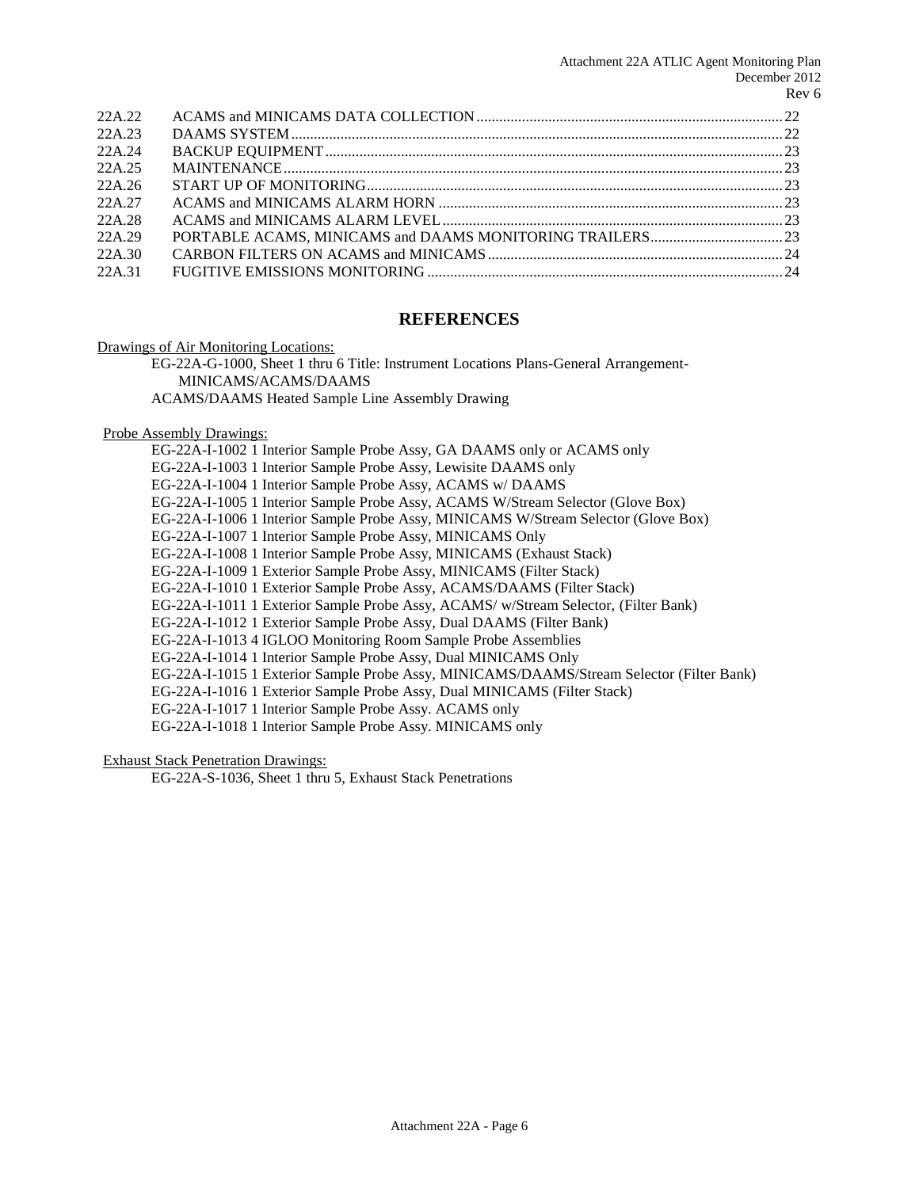| | | |
|---|---|---|
| 22A.22 | ACAMS and MINICAMS DATA COLLECTION | 22 |
| 22A.23 | DAAMS SYSTEM | 22 |
| 22A.24 | BACKUP EQUIPMENT | 23 |
| 22A.25 | MAINTENANCE | 23 |
| 22A.26 | START UP OF MONITORING | 23 |
| 22A.27 | ACAMS and MINICAMS ALARM HORN | 23 |
| 22A.28 | ACAMS and MINICAMS ALARM LEVEL | 23 |
| 22A.29 | PORTABLE ACAMS, MINICAMS and DAAMS MONITORING TRAILERS | 23 |
| 22A.30 | CARBON FILTERS ON ACAMS and MINICAMS | 24 |
| 22A.31 | FUGITIVE EMISSIONS MONITORING | 24 |

## REFERENCES

Drawings of Air Monitoring Locations:

EG-22A-G-1000, Sheet 1 thru 6 Title: Instrument Locations Plans-General Arrangement-MINICAMS/ACAMS/DAAMS
ACAMS/DAAMS Heated Sample Line Assembly Drawing

Probe Assembly Drawings:

EG-22A-I-1002 1 Interior Sample Probe Assy, GA DAAMS only or ACAMS only
EG-22A-I-1003 1 Interior Sample Probe Assy, Lewisite DAAMS only
EG-22A-I-1004 1 Interior Sample Probe Assy, ACAMS w/ DAAMS
EG-22A-I-1005 1 Interior Sample Probe Assy, ACAMS W/Stream Selector (Glove Box)
EG-22A-I-1006 1 Interior Sample Probe Assy, MINICAMS W/Stream Selector (Glove Box)
EG-22A-I-1007 1 Interior Sample Probe Assy, MINICAMS Only
EG-22A-I-1008 1 Interior Sample Probe Assy, MINICAMS (Exhaust Stack)
EG-22A-I-1009 1 Exterior Sample Probe Assy, MINICAMS (Filter Stack)
EG-22A-I-1010 1 Exterior Sample Probe Assy, ACAMS/DAAMS (Filter Stack)
EG-22A-I-1011 1 Exterior Sample Probe Assy, ACAMS/ w/Stream Selector, (Filter Bank)
EG-22A-I-1012 1 Exterior Sample Probe Assy, Dual DAAMS (Filter Bank)
EG-22A-I-1013 4 IGLOO Monitoring Room Sample Probe Assemblies
EG-22A-I-1014 1 Interior Sample Probe Assy, Dual MINICAMS Only
EG-22A-I-1015 1 Exterior Sample Probe Assy, MINICAMS/DAAMS/Stream Selector (Filter Bank)
EG-22A-I-1016 1 Exterior Sample Probe Assy, Dual MINICAMS (Filter Stack)
EG-22A-I-1017 1 Interior Sample Probe Assy. ACAMS only
EG-22A-I-1018 1 Interior Sample Probe Assy. MINICAMS only

Exhaust Stack Penetration Drawings:

EG-22A-S-1036, Sheet 1 thru 5, Exhaust Stack Penetrations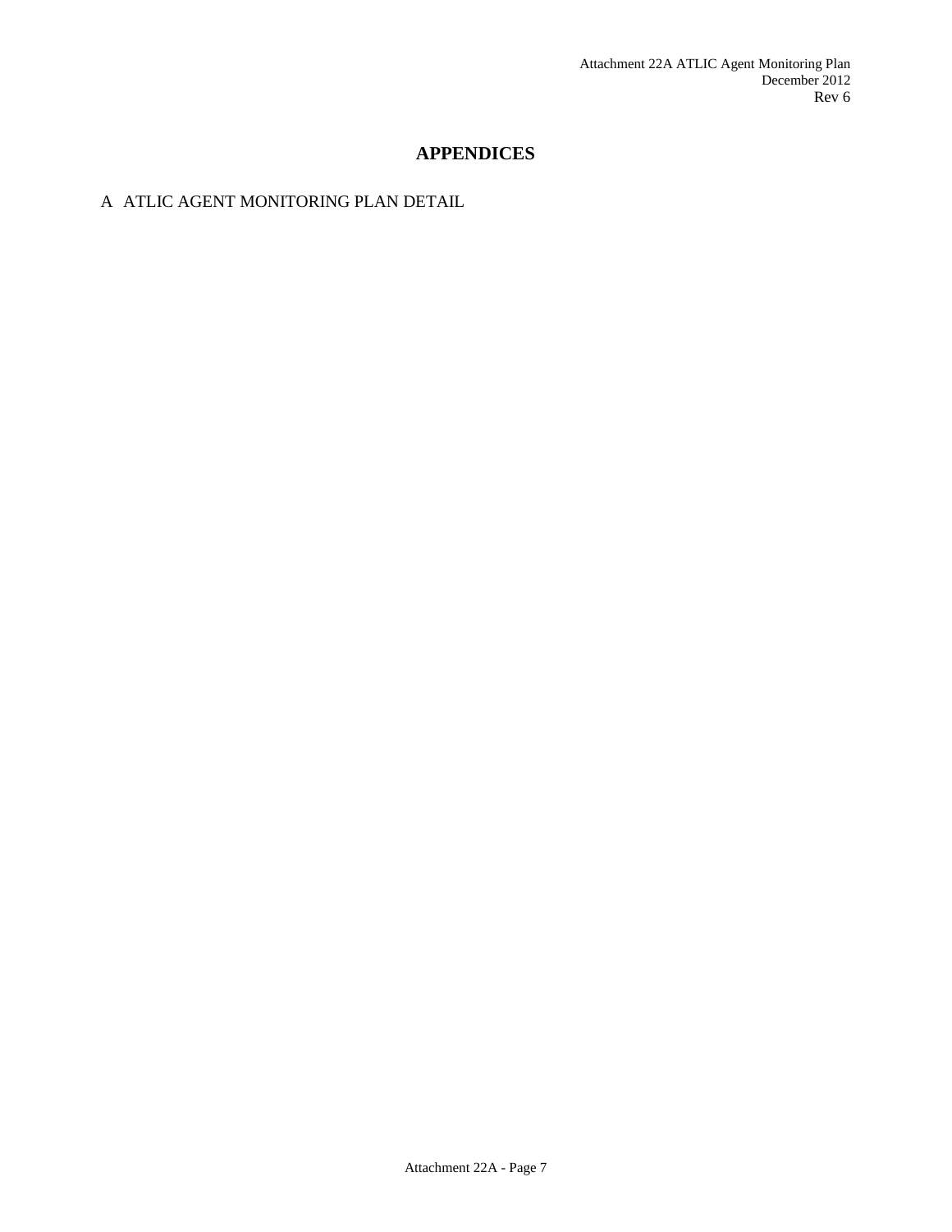# APPENDICES

A ATLIC AGENT MONITORING PLAN DETAIL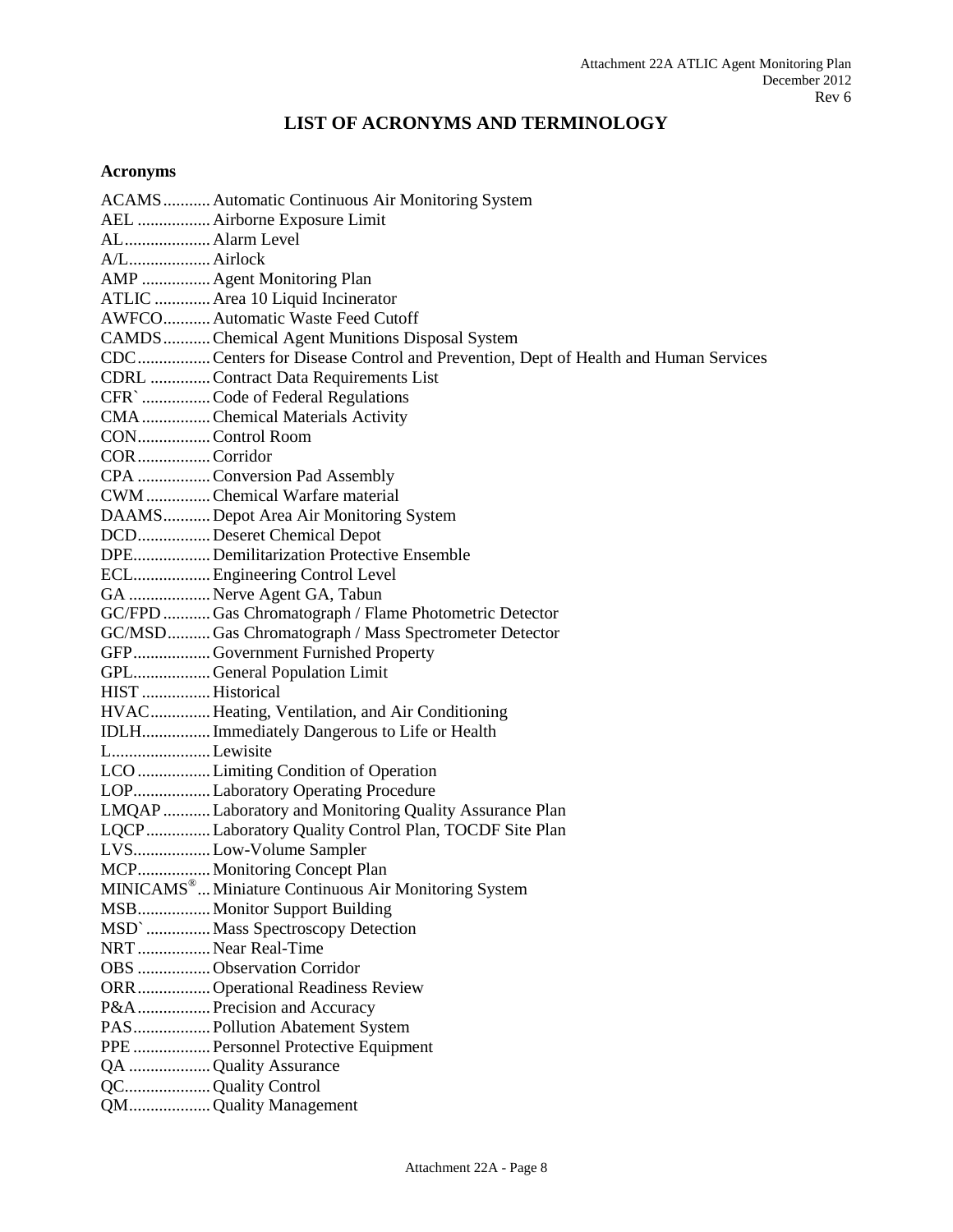# LIST OF ACRONYMS AND TERMINOLOGY

## Acronyms

ACAMS........... Automatic Continuous Air Monitoring System
AEL ................. Airborne Exposure Limit
AL.................... Alarm Level
A/L................... Airlock
AMP ................ Agent Monitoring Plan
ATLIC ............. Area 10 Liquid Incinerator
AWFCO........... Automatic Waste Feed Cutoff
CAMDS........... Chemical Agent Munitions Disposal System
CDC................. Centers for Disease Control and Prevention, Dept of Health and Human Services
CDRL .............. Contract Data Requirements List
CFR` ................ Code of Federal Regulations
CMA................ Chemical Materials Activity
CON................. Control Room
COR................. Corridor
CPA ................. Conversion Pad Assembly
CWM ............... Chemical Warfare material
DAAMS........... Depot Area Air Monitoring System
DCD................. Deseret Chemical Depot
DPE.................. Demilitarization Protective Ensemble
ECL.................. Engineering Control Level
GA ................... Nerve Agent GA, Tabun
GC/FPD ........... Gas Chromatograph / Flame Photometric Detector
GC/MSD.......... Gas Chromatograph / Mass Spectrometer Detector
GFP.................. Government Furnished Property
GPL.................. General Population Limit
HIST ................ Historical
HVAC.............. Heating, Ventilation, and Air Conditioning
IDLH................ Immediately Dangerous to Life or Health
L....................... Lewisite
LCO ................. Limiting Condition of Operation
LOP.................. Laboratory Operating Procedure
LMQAP ........... Laboratory and Monitoring Quality Assurance Plan
LQCP ............... Laboratory Quality Control Plan, TOCDF Site Plan
LVS.................. Low-Volume Sampler
MCP................. Monitoring Concept Plan
MINICAMS®... Miniature Continuous Air Monitoring System
MSB................. Monitor Support Building
MSD` ............... Mass Spectroscopy Detection
NRT ................. Near Real-Time
OBS ................. Observation Corridor
ORR................. Operational Readiness Review
P&A................. Precision and Accuracy
PAS.................. Pollution Abatement System
PPE .................. Personnel Protective Equipment
QA ................... Quality Assurance
QC.................... Quality Control
QM................... Quality Management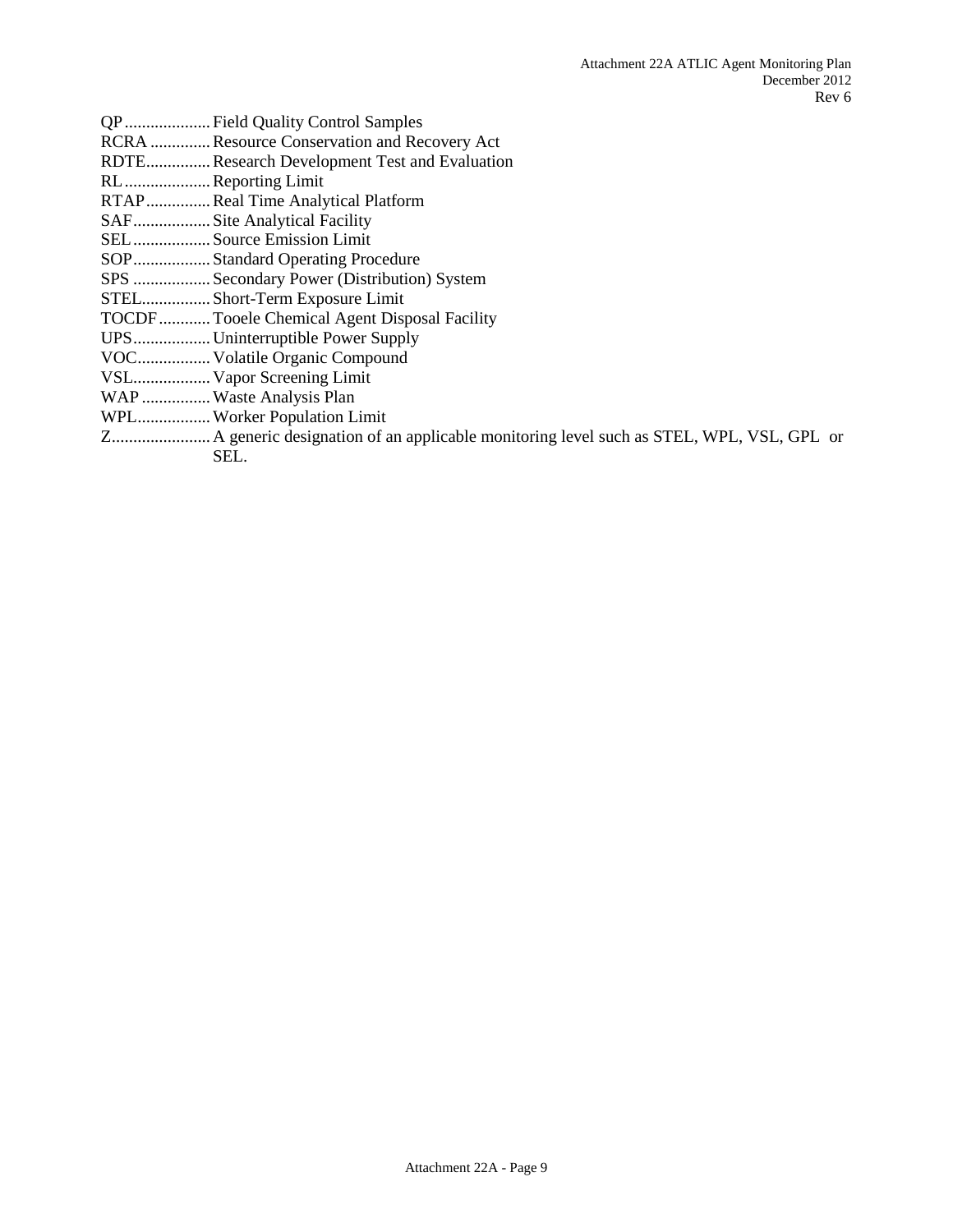QP.................... Field Quality Control Samples
RCRA .............. Resource Conservation and Recovery Act
RDTE............... Research Development Test and Evaluation
RL.................... Reporting Limit
RTAP............... Real Time Analytical Platform
SAF.................. Site Analytical Facility
SEL.................. Source Emission Limit
SOP.................. Standard Operating Procedure
SPS .................. Secondary Power (Distribution) System
STEL................ Short-Term Exposure Limit
TOCDF............ Tooele Chemical Agent Disposal Facility
UPS.................. Uninterruptible Power Supply
VOC................. Volatile Organic Compound
VSL.................. Vapor Screening Limit
WAP ................ Waste Analysis Plan
WPL................. Worker Population Limit
Z....................... A generic designation of an applicable monitoring level such as STEL, WPL, VSL, GPL or SEL.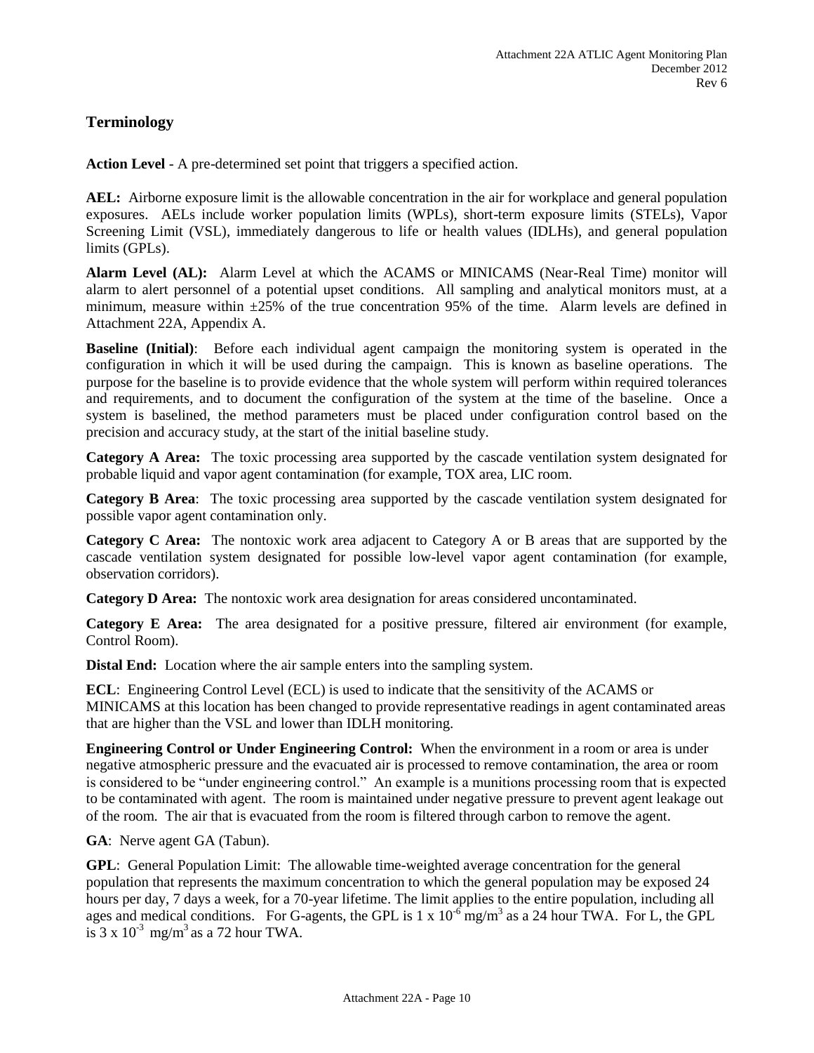## Terminology

**Action Level** - A pre-determined set point that triggers a specified action.

**AEL:** Airborne exposure limit is the allowable concentration in the air for workplace and general population exposures. AELs include worker population limits (WPLs), short-term exposure limits (STELs), Vapor Screening Limit (VSL), immediately dangerous to life or health values (IDLHs), and general population limits (GPLs).

**Alarm Level (AL):** Alarm Level at which the ACAMS or MINICAMS (Near-Real Time) monitor will alarm to alert personnel of a potential upset conditions. All sampling and analytical monitors must, at a minimum, measure within ±25% of the true concentration 95% of the time. Alarm levels are defined in Attachment 22A, Appendix A.

**Baseline (Initial)**: Before each individual agent campaign the monitoring system is operated in the configuration in which it will be used during the campaign. This is known as baseline operations. The purpose for the baseline is to provide evidence that the whole system will perform within required tolerances and requirements, and to document the configuration of the system at the time of the baseline. Once a system is baselined, the method parameters must be placed under configuration control based on the precision and accuracy study, at the start of the initial baseline study.

**Category A Area:** The toxic processing area supported by the cascade ventilation system designated for probable liquid and vapor agent contamination (for example, TOX area, LIC room.

**Category B Area**: The toxic processing area supported by the cascade ventilation system designated for possible vapor agent contamination only.

**Category C Area:** The nontoxic work area adjacent to Category A or B areas that are supported by the cascade ventilation system designated for possible low-level vapor agent contamination (for example, observation corridors).

**Category D Area:** The nontoxic work area designation for areas considered uncontaminated.

**Category E Area:** The area designated for a positive pressure, filtered air environment (for example, Control Room).

**Distal End:** Location where the air sample enters into the sampling system.

**ECL**: Engineering Control Level (ECL) is used to indicate that the sensitivity of the ACAMS or MINICAMS at this location has been changed to provide representative readings in agent contaminated areas that are higher than the VSL and lower than IDLH monitoring.

**Engineering Control or Under Engineering Control:** When the environment in a room or area is under negative atmospheric pressure and the evacuated air is processed to remove contamination, the area or room is considered to be "under engineering control." An example is a munitions processing room that is expected to be contaminated with agent. The room is maintained under negative pressure to prevent agent leakage out of the room. The air that is evacuated from the room is filtered through carbon to remove the agent.

**GA**: Nerve agent GA (Tabun).

**GPL**: General Population Limit: The allowable time-weighted average concentration for the general population that represents the maximum concentration to which the general population may be exposed 24 hours per day, 7 days a week, for a 70-year lifetime. The limit applies to the entire population, including all ages and medical conditions. For G-agents, the GPL is $1 \times 10^{-6}$ mg/m$^3$ as a 24 hour TWA. For L, the GPL is $3 \times 10^{-3}$ mg/m$^3$ as a 72 hour TWA.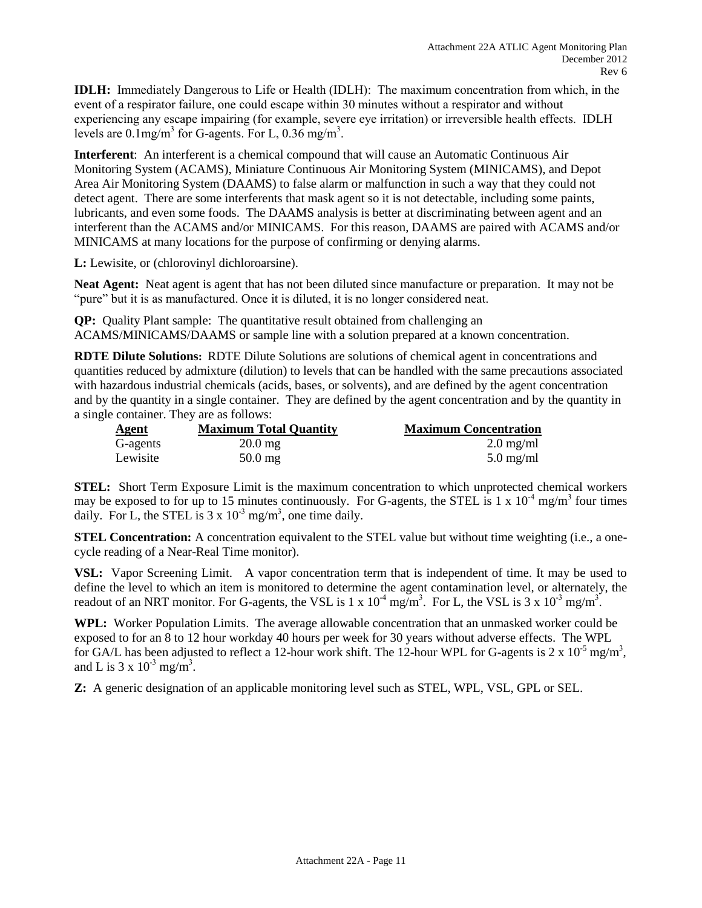**IDLH:** Immediately Dangerous to Life or Health (IDLH): The maximum concentration from which, in the event of a respirator failure, one could escape within 30 minutes without a respirator and without experiencing any escape impairing (for example, severe eye irritation) or irreversible health effects. IDLH levels are 0.1mg/m$^3$ for G-agents. For L, 0.36 mg/m$^3$.

**Interferent**: An interferent is a chemical compound that will cause an Automatic Continuous Air Monitoring System (ACAMS), Miniature Continuous Air Monitoring System (MINICAMS), and Depot Area Air Monitoring System (DAAMS) to false alarm or malfunction in such a way that they could not detect agent. There are some interferents that mask agent so it is not detectable, including some paints, lubricants, and even some foods. The DAAMS analysis is better at discriminating between agent and an interferent than the ACAMS and/or MINICAMS. For this reason, DAAMS are paired with ACAMS and/or MINICAMS at many locations for the purpose of confirming or denying alarms.

**L:** Lewisite, or (chlorovinyl dichloroarsine).

**Neat Agent:** Neat agent is agent that has not been diluted since manufacture or preparation. It may not be "pure" but it is as manufactured. Once it is diluted, it is no longer considered neat.

**QP:** Quality Plant sample: The quantitative result obtained from challenging an ACAMS/MINICAMS/DAAMS or sample line with a solution prepared at a known concentration.

**RDTE Dilute Solutions:** RDTE Dilute Solutions are solutions of chemical agent in concentrations and quantities reduced by admixture (dilution) to levels that can be handled with the same precautions associated with hazardous industrial chemicals (acids, bases, or solvents), and are defined by the agent concentration and by the quantity in a single container. They are defined by the agent concentration and by the quantity in a single container. They are as follows:

| Agent | Maximum Total Quantity | Maximum Concentration |
|---|---|---|
| G-agents | 20.0 mg | 2.0 mg/ml |
| Lewisite | 50.0 mg | 5.0 mg/ml |

**STEL:** Short Term Exposure Limit is the maximum concentration to which unprotected chemical workers may be exposed to for up to 15 minutes continuously. For G-agents, the STEL is $1 \times 10^{-4}$ mg/m$^3$ four times daily. For L, the STEL is $3 \times 10^{-3}$ mg/m$^3$, one time daily.

**STEL Concentration:** A concentration equivalent to the STEL value but without time weighting (i.e., a one-cycle reading of a Near-Real Time monitor).

**VSL:** Vapor Screening Limit. A vapor concentration term that is independent of time. It may be used to define the level to which an item is monitored to determine the agent contamination level, or alternately, the readout of an NRT monitor. For G-agents, the VSL is $1 \times 10^{-4}$ mg/m$^3$. For L, the VSL is $3 \times 10^{-3}$ mg/m$^3$.

**WPL:** Worker Population Limits. The average allowable concentration that an unmasked worker could be exposed to for an 8 to 12 hour workday 40 hours per week for 30 years without adverse effects. The WPL for GA/L has been adjusted to reflect a 12-hour work shift. The 12-hour WPL for G-agents is $2 \times 10^{-5}$ mg/m$^3$, and L is $3 \times 10^{-3}$ mg/m$^3$.

**Z:** A generic designation of an applicable monitoring level such as STEL, WPL, VSL, GPL or SEL.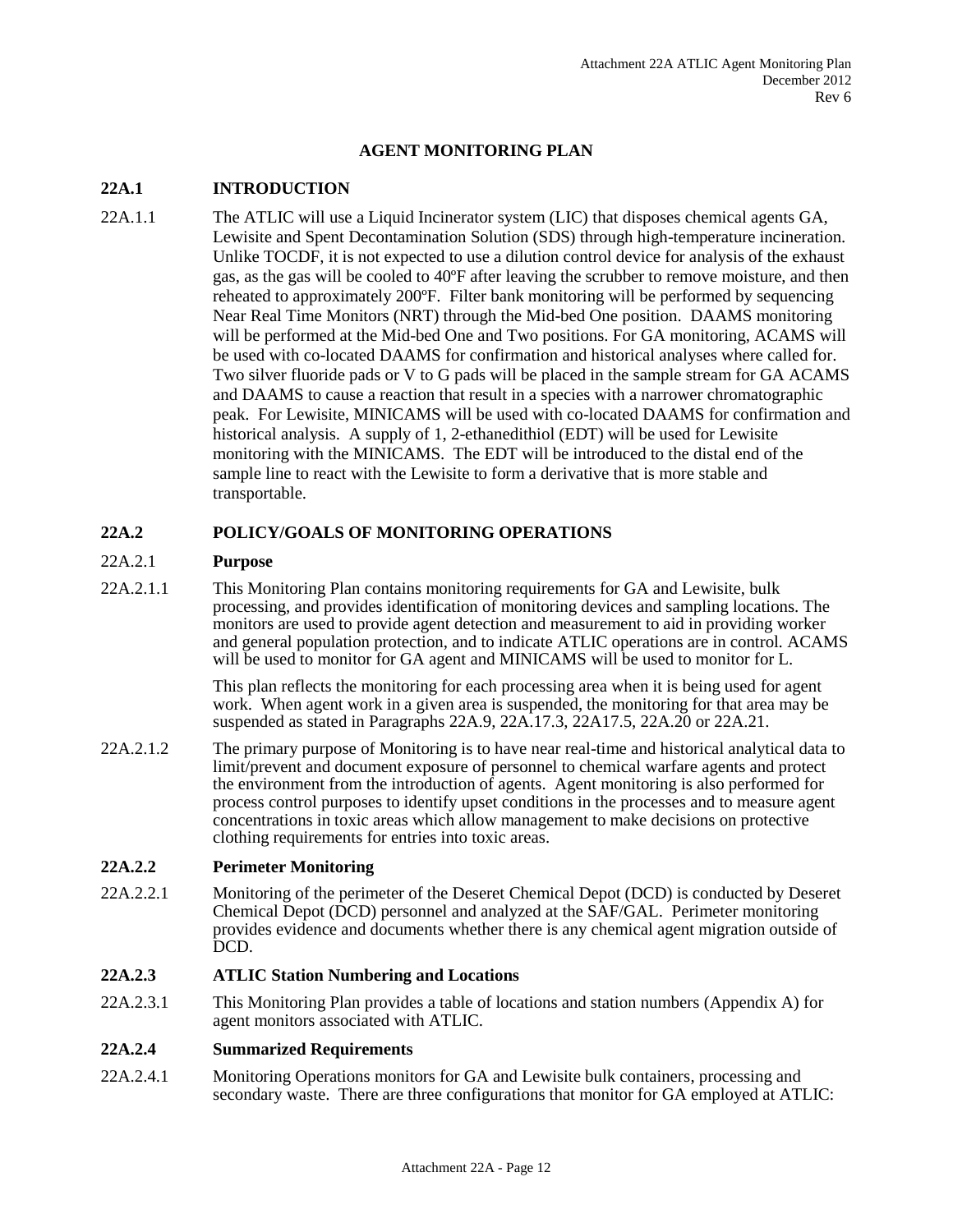## AGENT MONITORING PLAN

### 22A.1 INTRODUCTION

22A.1.1 The ATLIC will use a Liquid Incinerator system (LIC) that disposes chemical agents GA, Lewisite and Spent Decontamination Solution (SDS) through high-temperature incineration. Unlike TOCDF, it is not expected to use a dilution control device for analysis of the exhaust gas, as the gas will be cooled to 40ºF after leaving the scrubber to remove moisture, and then reheated to approximately 200ºF. Filter bank monitoring will be performed by sequencing Near Real Time Monitors (NRT) through the Mid-bed One position. DAAMS monitoring will be performed at the Mid-bed One and Two positions. For GA monitoring, ACAMS will be used with co-located DAAMS for confirmation and historical analyses where called for. Two silver fluoride pads or V to G pads will be placed in the sample stream for GA ACAMS and DAAMS to cause a reaction that result in a species with a narrower chromatographic peak. For Lewisite, MINICAMS will be used with co-located DAAMS for confirmation and historical analysis. A supply of 1, 2-ethanedithiol (EDT) will be used for Lewisite monitoring with the MINICAMS. The EDT will be introduced to the distal end of the sample line to react with the Lewisite to form a derivative that is more stable and transportable.

### 22A.2 POLICY/GOALS OF MONITORING OPERATIONS

22A.2.1 **Purpose**

22A.2.1.1 This Monitoring Plan contains monitoring requirements for GA and Lewisite, bulk processing, and provides identification of monitoring devices and sampling locations. The monitors are used to provide agent detection and measurement to aid in providing worker and general population protection, and to indicate ATLIC operations are in control. ACAMS will be used to monitor for GA agent and MINICAMS will be used to monitor for L.

This plan reflects the monitoring for each processing area when it is being used for agent work. When agent work in a given area is suspended, the monitoring for that area may be suspended as stated in Paragraphs 22A.9, 22A.17.3, 22A17.5, 22A.20 or 22A.21.

22A.2.1.2 The primary purpose of Monitoring is to have near real-time and historical analytical data to limit/prevent and document exposure of personnel to chemical warfare agents and protect the environment from the introduction of agents. Agent monitoring is also performed for process control purposes to identify upset conditions in the processes and to measure agent concentrations in toxic areas which allow management to make decisions on protective clothing requirements for entries into toxic areas.

### 22A.2.2 Perimeter Monitoring

22A.2.2.1 Monitoring of the perimeter of the Deseret Chemical Depot (DCD) is conducted by Deseret Chemical Depot (DCD) personnel and analyzed at the SAF/GAL. Perimeter monitoring provides evidence and documents whether there is any chemical agent migration outside of DCD.

### 22A.2.3 ATLIC Station Numbering and Locations

22A.2.3.1 This Monitoring Plan provides a table of locations and station numbers (Appendix A) for agent monitors associated with ATLIC.

### 22A.2.4 Summarized Requirements

22A.2.4.1 Monitoring Operations monitors for GA and Lewisite bulk containers, processing and secondary waste. There are three configurations that monitor for GA employed at ATLIC: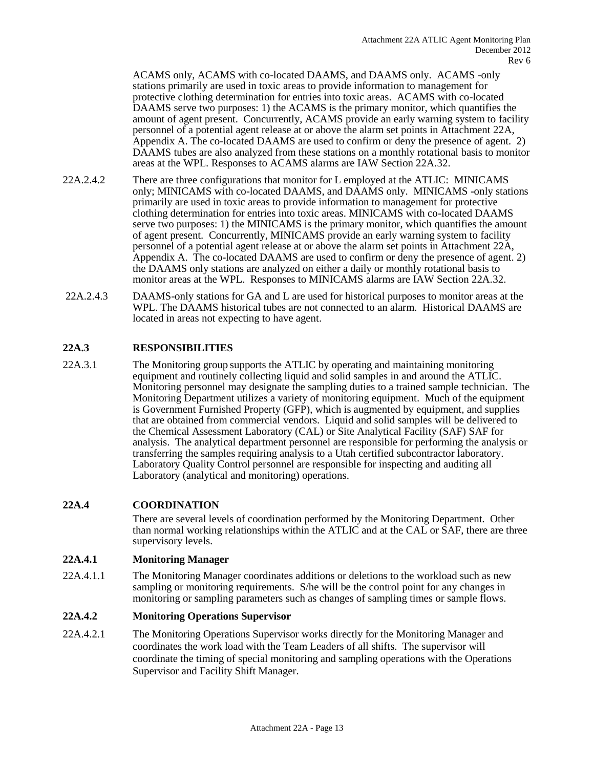ACAMS only, ACAMS with co-located DAAMS, and DAAMS only. ACAMS -only stations primarily are used in toxic areas to provide information to management for protective clothing determination for entries into toxic areas. ACAMS with co-located DAAMS serve two purposes: 1) the ACAMS is the primary monitor, which quantifies the amount of agent present. Concurrently, ACAMS provide an early warning system to facility personnel of a potential agent release at or above the alarm set points in Attachment 22A, Appendix A. The co-located DAAMS are used to confirm or deny the presence of agent. 2) DAAMS tubes are also analyzed from these stations on a monthly rotational basis to monitor areas at the WPL. Responses to ACAMS alarms are IAW Section 22A.32.

22A.2.4.2 There are three configurations that monitor for L employed at the ATLIC: MINICAMS only; MINICAMS with co-located DAAMS, and DAAMS only. MINICAMS -only stations primarily are used in toxic areas to provide information to management for protective clothing determination for entries into toxic areas. MINICAMS with co-located DAAMS serve two purposes: 1) the MINICAMS is the primary monitor, which quantifies the amount of agent present. Concurrently, MINICAMS provide an early warning system to facility personnel of a potential agent release at or above the alarm set points in Attachment 22A, Appendix A. The co-located DAAMS are used to confirm or deny the presence of agent. 2) the DAAMS only stations are analyzed on either a daily or monthly rotational basis to monitor areas at the WPL. Responses to MINICAMS alarms are IAW Section 22A.32.

22A.2.4.3 DAAMS-only stations for GA and L are used for historical purposes to monitor areas at the WPL. The DAAMS historical tubes are not connected to an alarm. Historical DAAMS are located in areas not expecting to have agent.

## 22A.3 RESPONSIBILITIES

22A.3.1 The Monitoring group supports the ATLIC by operating and maintaining monitoring equipment and routinely collecting liquid and solid samples in and around the ATLIC. Monitoring personnel may designate the sampling duties to a trained sample technician. The Monitoring Department utilizes a variety of monitoring equipment. Much of the equipment is Government Furnished Property (GFP), which is augmented by equipment, and supplies that are obtained from commercial vendors. Liquid and solid samples will be delivered to the Chemical Assessment Laboratory (CAL) or Site Analytical Facility (SAF) SAF for analysis. The analytical department personnel are responsible for performing the analysis or transferring the samples requiring analysis to a Utah certified subcontractor laboratory. Laboratory Quality Control personnel are responsible for inspecting and auditing all Laboratory (analytical and monitoring) operations.

## 22A.4 COORDINATION

There are several levels of coordination performed by the Monitoring Department. Other than normal working relationships within the ATLIC and at the CAL or SAF, there are three supervisory levels.

### 22A.4.1 Monitoring Manager

22A.4.1.1 The Monitoring Manager coordinates additions or deletions to the workload such as new sampling or monitoring requirements. S/he will be the control point for any changes in monitoring or sampling parameters such as changes of sampling times or sample flows.

### 22A.4.2 Monitoring Operations Supervisor

22A.4.2.1 The Monitoring Operations Supervisor works directly for the Monitoring Manager and coordinates the work load with the Team Leaders of all shifts. The supervisor will coordinate the timing of special monitoring and sampling operations with the Operations Supervisor and Facility Shift Manager.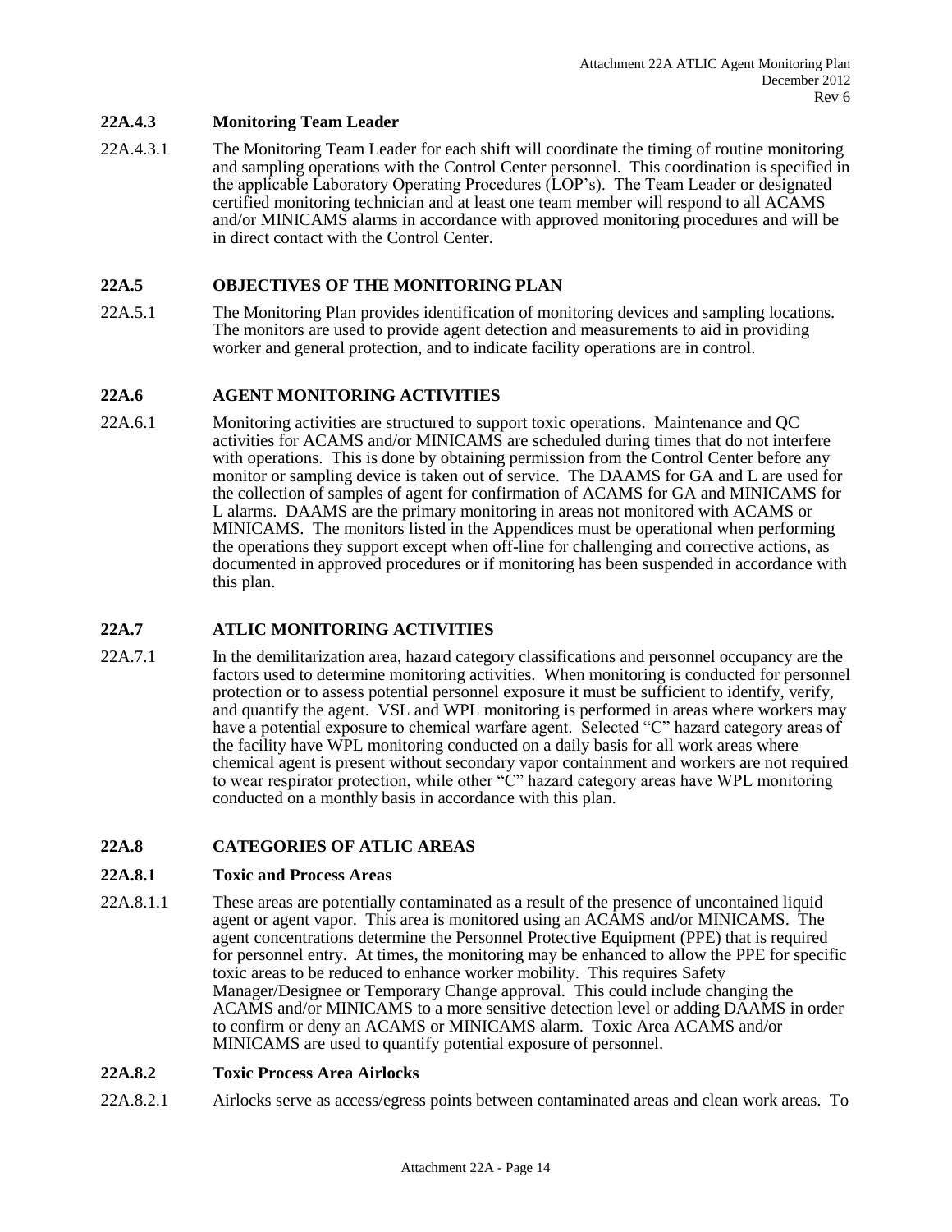### 22A.4.3 Monitoring Team Leader

22A.4.3.1 The Monitoring Team Leader for each shift will coordinate the timing of routine monitoring and sampling operations with the Control Center personnel. This coordination is specified in the applicable Laboratory Operating Procedures (LOP's). The Team Leader or designated certified monitoring technician and at least one team member will respond to all ACAMS and/or MINICAMS alarms in accordance with approved monitoring procedures and will be in direct contact with the Control Center.

## 22A.5 OBJECTIVES OF THE MONITORING PLAN

22A.5.1 The Monitoring Plan provides identification of monitoring devices and sampling locations. The monitors are used to provide agent detection and measurements to aid in providing worker and general protection, and to indicate facility operations are in control.

## 22A.6 AGENT MONITORING ACTIVITIES

22A.6.1 Monitoring activities are structured to support toxic operations. Maintenance and QC activities for ACAMS and/or MINICAMS are scheduled during times that do not interfere with operations. This is done by obtaining permission from the Control Center before any monitor or sampling device is taken out of service. The DAAMS for GA and L are used for the collection of samples of agent for confirmation of ACAMS for GA and MINICAMS for L alarms. DAAMS are the primary monitoring in areas not monitored with ACAMS or MINICAMS. The monitors listed in the Appendices must be operational when performing the operations they support except when off-line for challenging and corrective actions, as documented in approved procedures or if monitoring has been suspended in accordance with this plan.

## 22A.7 ATLIC MONITORING ACTIVITIES

22A.7.1 In the demilitarization area, hazard category classifications and personnel occupancy are the factors used to determine monitoring activities. When monitoring is conducted for personnel protection or to assess potential personnel exposure it must be sufficient to identify, verify, and quantify the agent. VSL and WPL monitoring is performed in areas where workers may have a potential exposure to chemical warfare agent. Selected "C" hazard category areas of the facility have WPL monitoring conducted on a daily basis for all work areas where chemical agent is present without secondary vapor containment and workers are not required to wear respirator protection, while other "C" hazard category areas have WPL monitoring conducted on a monthly basis in accordance with this plan.

## 22A.8 CATEGORIES OF ATLIC AREAS

### 22A.8.1 Toxic and Process Areas

22A.8.1.1 These areas are potentially contaminated as a result of the presence of uncontained liquid agent or agent vapor. This area is monitored using an ACAMS and/or MINICAMS. The agent concentrations determine the Personnel Protective Equipment (PPE) that is required for personnel entry. At times, the monitoring may be enhanced to allow the PPE for specific toxic areas to be reduced to enhance worker mobility. This requires Safety Manager/Designee or Temporary Change approval. This could include changing the ACAMS and/or MINICAMS to a more sensitive detection level or adding DAAMS in order to confirm or deny an ACAMS or MINICAMS alarm. Toxic Area ACAMS and/or MINICAMS are used to quantify potential exposure of personnel.

### 22A.8.2 Toxic Process Area Airlocks

22A.8.2.1 Airlocks serve as access/egress points between contaminated areas and clean work areas. To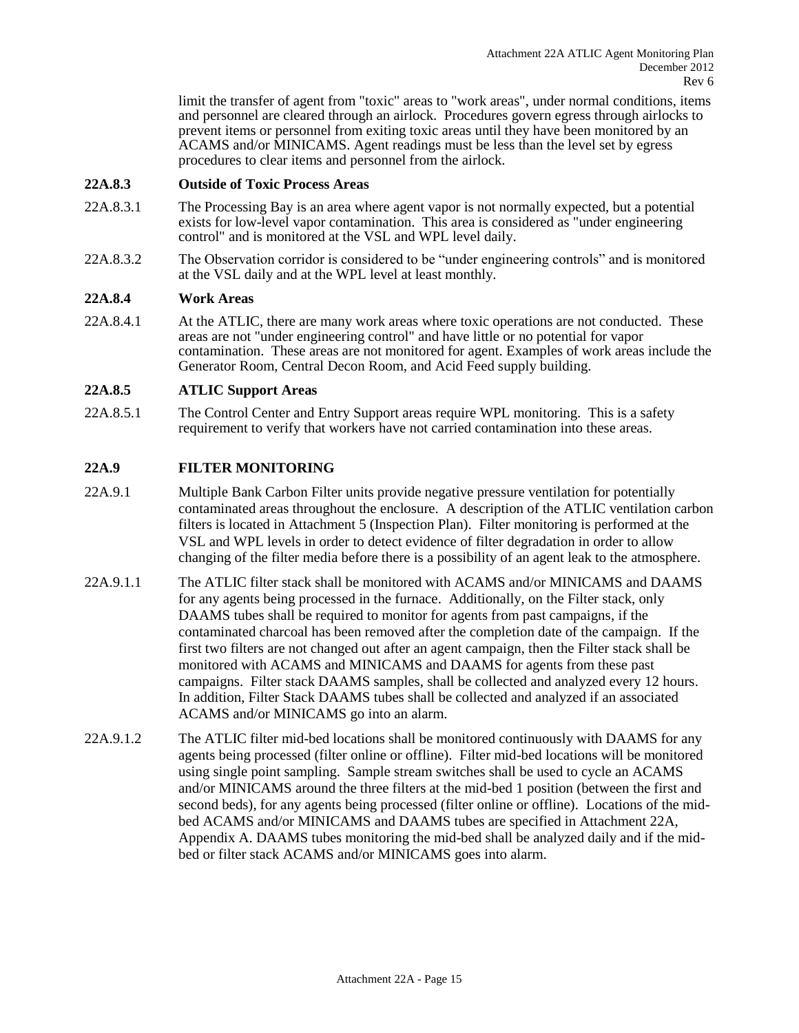limit the transfer of agent from "toxic" areas to "work areas", under normal conditions, items and personnel are cleared through an airlock. Procedures govern egress through airlocks to prevent items or personnel from exiting toxic areas until they have been monitored by an ACAMS and/or MINICAMS. Agent readings must be less than the level set by egress procedures to clear items and personnel from the airlock.

### 22A.8.3 Outside of Toxic Process Areas

22A.8.3.1 The Processing Bay is an area where agent vapor is not normally expected, but a potential exists for low-level vapor contamination. This area is considered as "under engineering control" and is monitored at the VSL and WPL level daily.

22A.8.3.2 The Observation corridor is considered to be "under engineering controls" and is monitored at the VSL daily and at the WPL level at least monthly.

### 22A.8.4 Work Areas

22A.8.4.1 At the ATLIC, there are many work areas where toxic operations are not conducted. These areas are not "under engineering control" and have little or no potential for vapor contamination. These areas are not monitored for agent. Examples of work areas include the Generator Room, Central Decon Room, and Acid Feed supply building.

### 22A.8.5 ATLIC Support Areas

22A.8.5.1 The Control Center and Entry Support areas require WPL monitoring. This is a safety requirement to verify that workers have not carried contamination into these areas.

## 22A.9 FILTER MONITORING

22A.9.1 Multiple Bank Carbon Filter units provide negative pressure ventilation for potentially contaminated areas throughout the enclosure. A description of the ATLIC ventilation carbon filters is located in Attachment 5 (Inspection Plan). Filter monitoring is performed at the VSL and WPL levels in order to detect evidence of filter degradation in order to allow changing of the filter media before there is a possibility of an agent leak to the atmosphere.

22A.9.1.1 The ATLIC filter stack shall be monitored with ACAMS and/or MINICAMS and DAAMS for any agents being processed in the furnace. Additionally, on the Filter stack, only DAAMS tubes shall be required to monitor for agents from past campaigns, if the contaminated charcoal has been removed after the completion date of the campaign. If the first two filters are not changed out after an agent campaign, then the Filter stack shall be monitored with ACAMS and MINICAMS and DAAMS for agents from these past campaigns. Filter stack DAAMS samples, shall be collected and analyzed every 12 hours. In addition, Filter Stack DAAMS tubes shall be collected and analyzed if an associated ACAMS and/or MINICAMS go into an alarm.

22A.9.1.2 The ATLIC filter mid-bed locations shall be monitored continuously with DAAMS for any agents being processed (filter online or offline). Filter mid-bed locations will be monitored using single point sampling. Sample stream switches shall be used to cycle an ACAMS and/or MINICAMS around the three filters at the mid-bed 1 position (between the first and second beds), for any agents being processed (filter online or offline). Locations of the mid-bed ACAMS and/or MINICAMS and DAAMS tubes are specified in Attachment 22A, Appendix A. DAAMS tubes monitoring the mid-bed shall be analyzed daily and if the mid-bed or filter stack ACAMS and/or MINICAMS goes into alarm.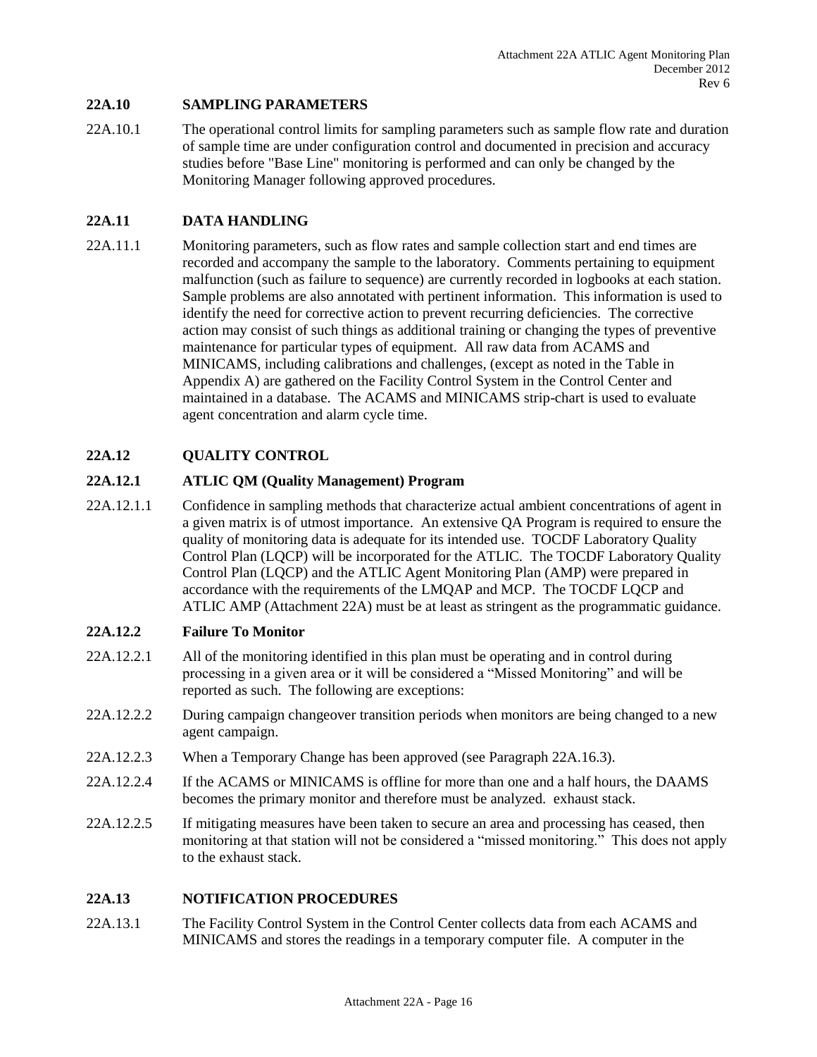## 22A.10 SAMPLING PARAMETERS

22A.10.1 The operational control limits for sampling parameters such as sample flow rate and duration of sample time are under configuration control and documented in precision and accuracy studies before "Base Line" monitoring is performed and can only be changed by the Monitoring Manager following approved procedures.

## 22A.11 DATA HANDLING

22A.11.1 Monitoring parameters, such as flow rates and sample collection start and end times are recorded and accompany the sample to the laboratory. Comments pertaining to equipment malfunction (such as failure to sequence) are currently recorded in logbooks at each station. Sample problems are also annotated with pertinent information. This information is used to identify the need for corrective action to prevent recurring deficiencies. The corrective action may consist of such things as additional training or changing the types of preventive maintenance for particular types of equipment. All raw data from ACAMS and MINICAMS, including calibrations and challenges, (except as noted in the Table in Appendix A) are gathered on the Facility Control System in the Control Center and maintained in a database. The ACAMS and MINICAMS strip-chart is used to evaluate agent concentration and alarm cycle time.

## 22A.12 QUALITY CONTROL

### 22A.12.1 ATLIC QM (Quality Management) Program

22A.12.1.1 Confidence in sampling methods that characterize actual ambient concentrations of agent in a given matrix is of utmost importance. An extensive QA Program is required to ensure the quality of monitoring data is adequate for its intended use. TOCDF Laboratory Quality Control Plan (LQCP) will be incorporated for the ATLIC. The TOCDF Laboratory Quality Control Plan (LQCP) and the ATLIC Agent Monitoring Plan (AMP) were prepared in accordance with the requirements of the LMQAP and MCP. The TOCDF LQCP and ATLIC AMP (Attachment 22A) must be at least as stringent as the programmatic guidance.

### 22A.12.2 Failure To Monitor

22A.12.2.1 All of the monitoring identified in this plan must be operating and in control during processing in a given area or it will be considered a “Missed Monitoring” and will be reported as such. The following are exceptions:

22A.12.2.2 During campaign changeover transition periods when monitors are being changed to a new agent campaign.

22A.12.2.3 When a Temporary Change has been approved (see Paragraph 22A.16.3).

22A.12.2.4 If the ACAMS or MINICAMS is offline for more than one and a half hours, the DAAMS becomes the primary monitor and therefore must be analyzed. exhaust stack.

22A.12.2.5 If mitigating measures have been taken to secure an area and processing has ceased, then monitoring at that station will not be considered a “missed monitoring.” This does not apply to the exhaust stack.

## 22A.13 NOTIFICATION PROCEDURES

22A.13.1 The Facility Control System in the Control Center collects data from each ACAMS and MINICAMS and stores the readings in a temporary computer file. A computer in the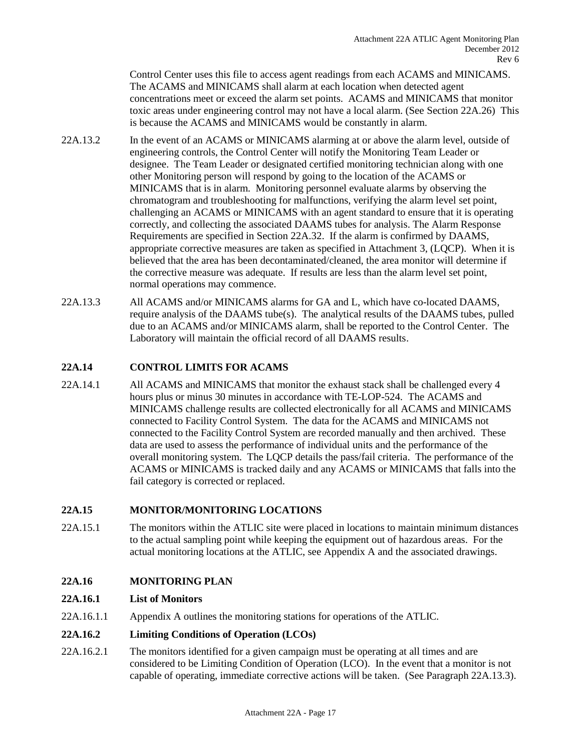Control Center uses this file to access agent readings from each ACAMS and MINICAMS. The ACAMS and MINICAMS shall alarm at each location when detected agent concentrations meet or exceed the alarm set points. ACAMS and MINICAMS that monitor toxic areas under engineering control may not have a local alarm. (See Section 22A.26) This is because the ACAMS and MINICAMS would be constantly in alarm.

22A.13.2 In the event of an ACAMS or MINICAMS alarming at or above the alarm level, outside of engineering controls, the Control Center will notify the Monitoring Team Leader or designee. The Team Leader or designated certified monitoring technician along with one other Monitoring person will respond by going to the location of the ACAMS or MINICAMS that is in alarm. Monitoring personnel evaluate alarms by observing the chromatogram and troubleshooting for malfunctions, verifying the alarm level set point, challenging an ACAMS or MINICAMS with an agent standard to ensure that it is operating correctly, and collecting the associated DAAMS tubes for analysis. The Alarm Response Requirements are specified in Section 22A.32. If the alarm is confirmed by DAAMS, appropriate corrective measures are taken as specified in Attachment 3, (LQCP). When it is believed that the area has been decontaminated/cleaned, the area monitor will determine if the corrective measure was adequate. If results are less than the alarm level set point, normal operations may commence.

22A.13.3 All ACAMS and/or MINICAMS alarms for GA and L, which have co-located DAAMS, require analysis of the DAAMS tube(s). The analytical results of the DAAMS tubes, pulled due to an ACAMS and/or MINICAMS alarm, shall be reported to the Control Center. The Laboratory will maintain the official record of all DAAMS results.

## 22A.14 CONTROL LIMITS FOR ACAMS

22A.14.1 All ACAMS and MINICAMS that monitor the exhaust stack shall be challenged every 4 hours plus or minus 30 minutes in accordance with TE-LOP-524. The ACAMS and MINICAMS challenge results are collected electronically for all ACAMS and MINICAMS connected to Facility Control System. The data for the ACAMS and MINICAMS not connected to the Facility Control System are recorded manually and then archived. These data are used to assess the performance of individual units and the performance of the overall monitoring system. The LQCP details the pass/fail criteria. The performance of the ACAMS or MINICAMS is tracked daily and any ACAMS or MINICAMS that falls into the fail category is corrected or replaced.

## 22A.15 MONITOR/MONITORING LOCATIONS

22A.15.1 The monitors within the ATLIC site were placed in locations to maintain minimum distances to the actual sampling point while keeping the equipment out of hazardous areas. For the actual monitoring locations at the ATLIC, see Appendix A and the associated drawings.

## 22A.16 MONITORING PLAN

### 22A.16.1 List of Monitors

22A.16.1.1 Appendix A outlines the monitoring stations for operations of the ATLIC.

### 22A.16.2 Limiting Conditions of Operation (LCOs)

22A.16.2.1 The monitors identified for a given campaign must be operating at all times and are considered to be Limiting Condition of Operation (LCO). In the event that a monitor is not capable of operating, immediate corrective actions will be taken. (See Paragraph 22A.13.3).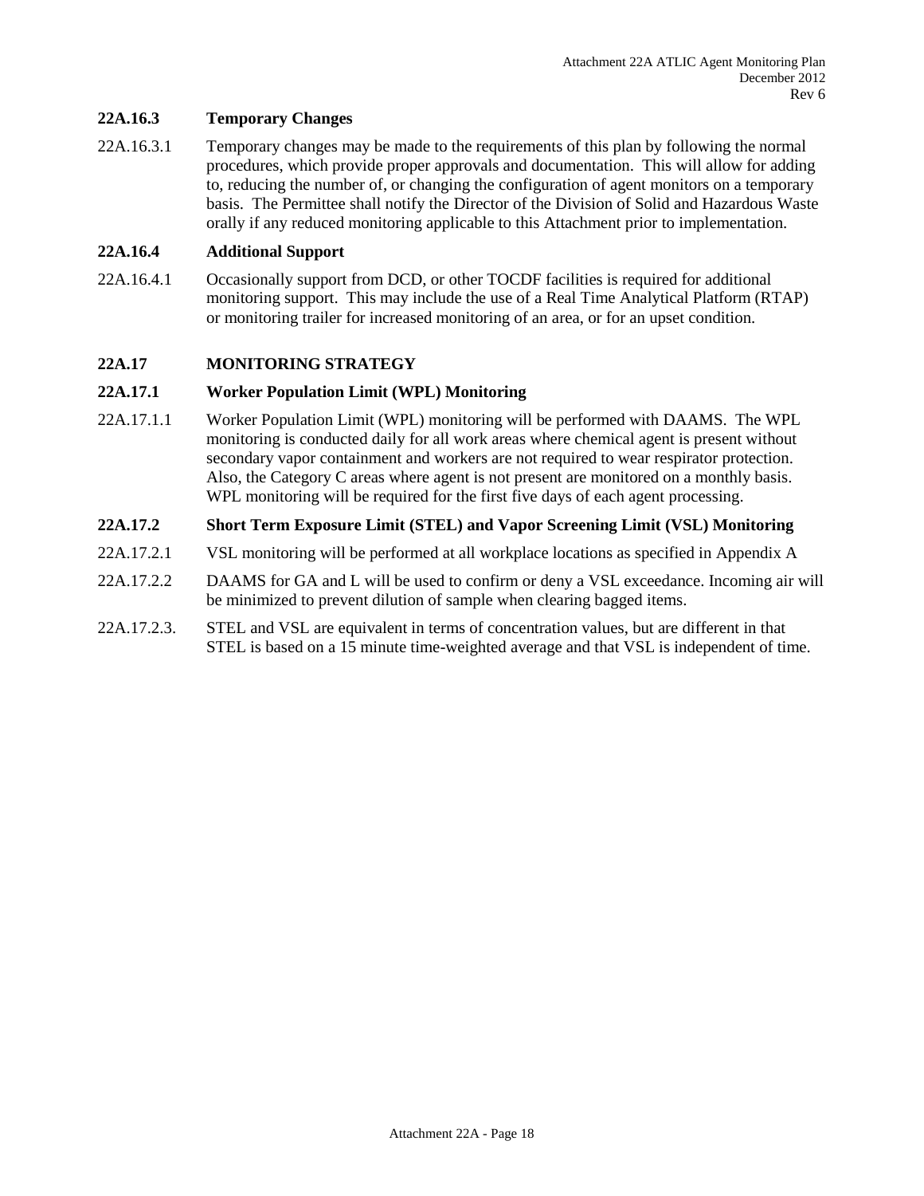### 22A.16.3 Temporary Changes

22A.16.3.1 Temporary changes may be made to the requirements of this plan by following the normal procedures, which provide proper approvals and documentation. This will allow for adding to, reducing the number of, or changing the configuration of agent monitors on a temporary basis. The Permittee shall notify the Director of the Division of Solid and Hazardous Waste orally if any reduced monitoring applicable to this Attachment prior to implementation.

### 22A.16.4 Additional Support

22A.16.4.1 Occasionally support from DCD, or other TOCDF facilities is required for additional monitoring support. This may include the use of a Real Time Analytical Platform (RTAP) or monitoring trailer for increased monitoring of an area, or for an upset condition.

## 22A.17 MONITORING STRATEGY

### 22A.17.1 Worker Population Limit (WPL) Monitoring

22A.17.1.1 Worker Population Limit (WPL) monitoring will be performed with DAAMS. The WPL monitoring is conducted daily for all work areas where chemical agent is present without secondary vapor containment and workers are not required to wear respirator protection. Also, the Category C areas where agent is not present are monitored on a monthly basis. WPL monitoring will be required for the first five days of each agent processing.

### 22A.17.2 Short Term Exposure Limit (STEL) and Vapor Screening Limit (VSL) Monitoring

22A.17.2.1 VSL monitoring will be performed at all workplace locations as specified in Appendix A

22A.17.2.2 DAAMS for GA and L will be used to confirm or deny a VSL exceedance. Incoming air will be minimized to prevent dilution of sample when clearing bagged items.

22A.17.2.3. STEL and VSL are equivalent in terms of concentration values, but are different in that STEL is based on a 15 minute time-weighted average and that VSL is independent of time.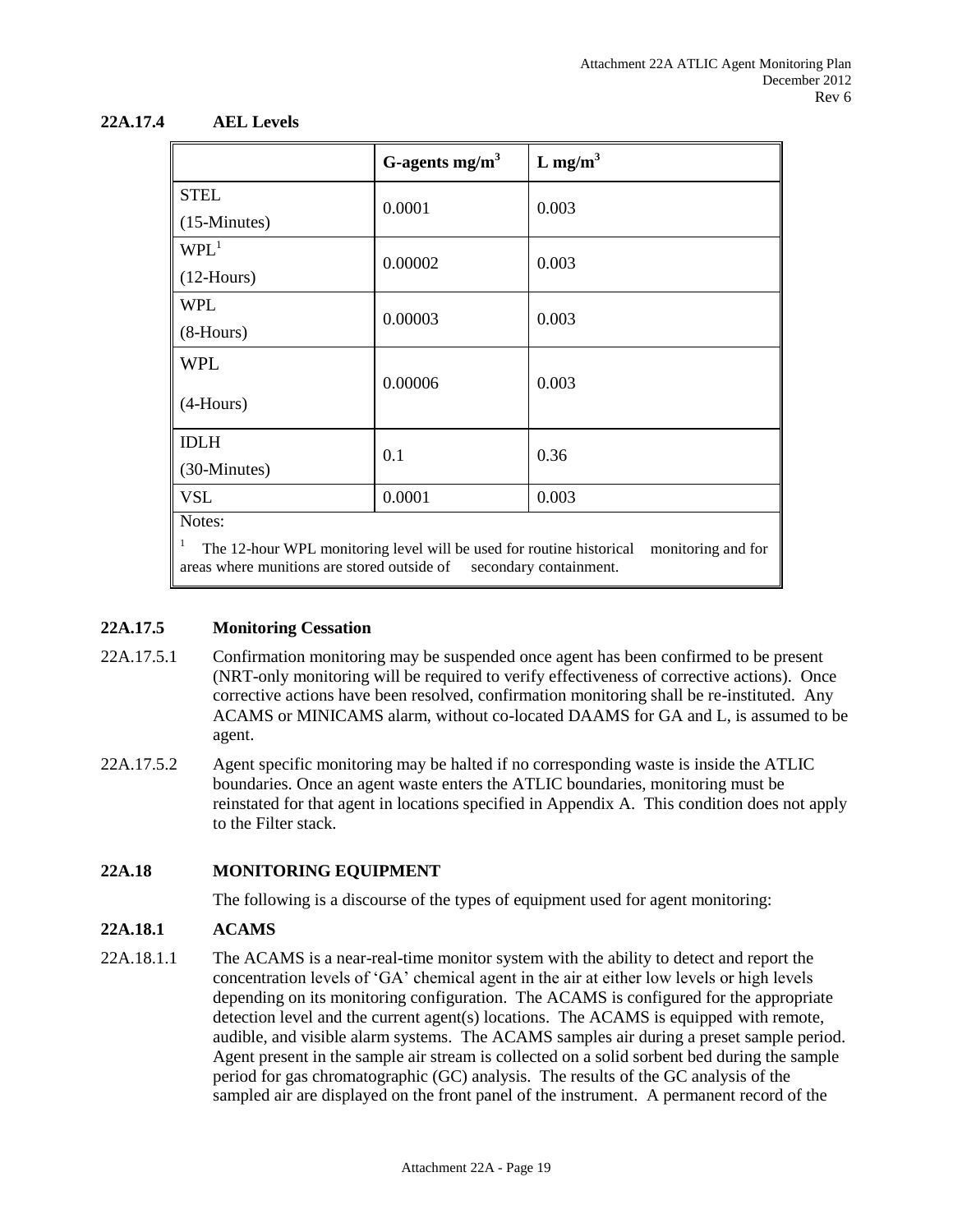### 22A.17.4 AEL Levels

| | G-agents mg/m³ | L mg/m³ |
|---|---|---|
| STEL (15-Minutes) | 0.0001 | 0.003 |
| WPL[1] (12-Hours) | 0.00002 | 0.003 |
| WPL (8-Hours) | 0.00003 | 0.003 |
| WPL (4-Hours) | 0.00006 | 0.003 |
| IDLH (30-Minutes) | 0.1 | 0.36 |
| VSL | 0.0001 | 0.003 |

Notes:

[1] The 12-hour WPL monitoring level will be used for routine historical monitoring and for areas where munitions are stored outside of secondary containment.

### 22A.17.5 Monitoring Cessation

22A.17.5.1 Confirmation monitoring may be suspended once agent has been confirmed to be present (NRT-only monitoring will be required to verify effectiveness of corrective actions). Once corrective actions have been resolved, confirmation monitoring shall be re-instituted. Any ACAMS or MINICAMS alarm, without co-located DAAMS for GA and L, is assumed to be agent.

22A.17.5.2 Agent specific monitoring may be halted if no corresponding waste is inside the ATLIC boundaries. Once an agent waste enters the ATLIC boundaries, monitoring must be reinstated for that agent in locations specified in Appendix A. This condition does not apply to the Filter stack.

## 22A.18 MONITORING EQUIPMENT

The following is a discourse of the types of equipment used for agent monitoring:

### 22A.18.1 ACAMS

22A.18.1.1 The ACAMS is a near-real-time monitor system with the ability to detect and report the concentration levels of 'GA' chemical agent in the air at either low levels or high levels depending on its monitoring configuration. The ACAMS is configured for the appropriate detection level and the current agent(s) locations. The ACAMS is equipped with remote, audible, and visible alarm systems. The ACAMS samples air during a preset sample period. Agent present in the sample air stream is collected on a solid sorbent bed during the sample period for gas chromatographic (GC) analysis. The results of the GC analysis of the sampled air are displayed on the front panel of the instrument. A permanent record of the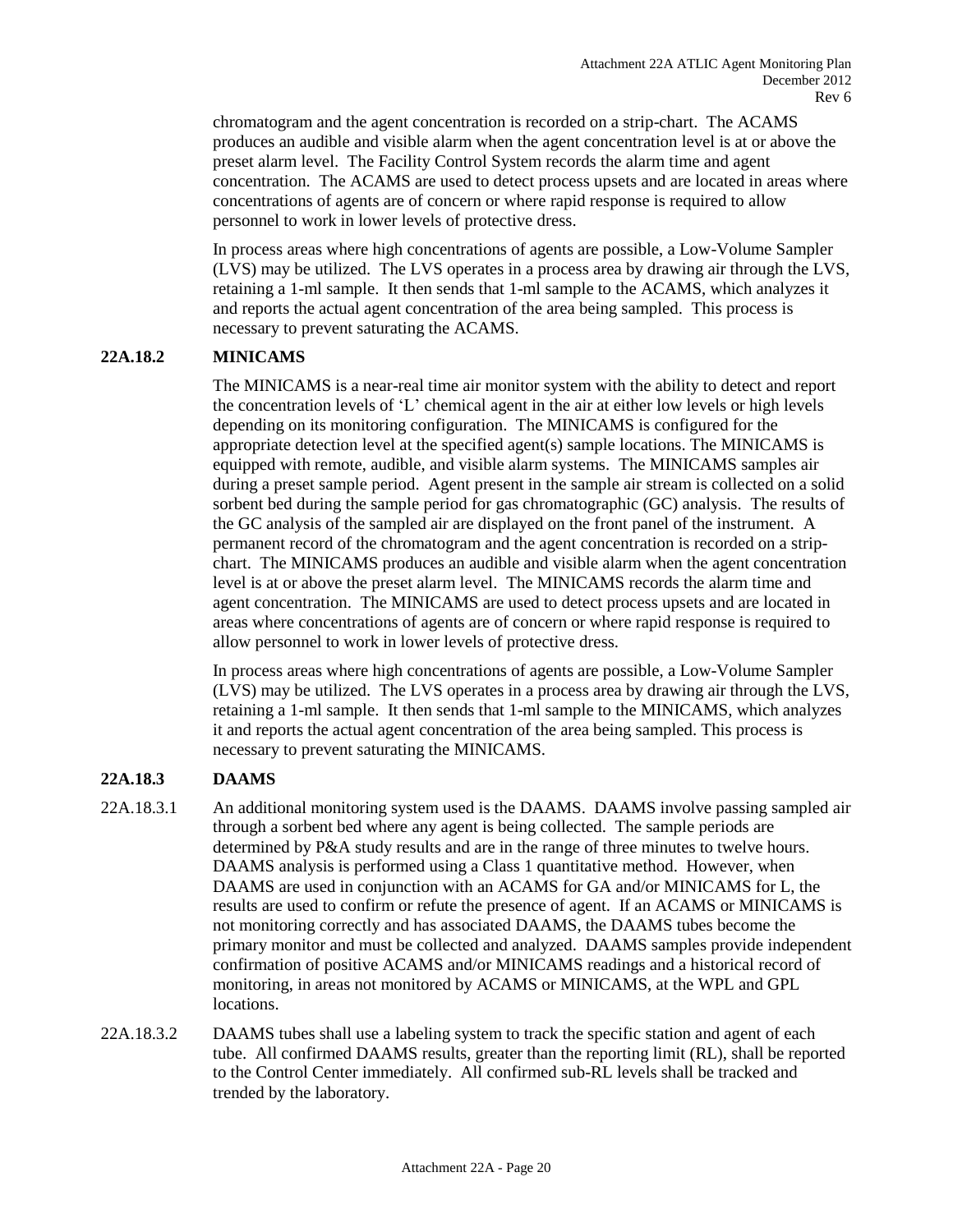chromatogram and the agent concentration is recorded on a strip-chart. The ACAMS produces an audible and visible alarm when the agent concentration level is at or above the preset alarm level. The Facility Control System records the alarm time and agent concentration. The ACAMS are used to detect process upsets and are located in areas where concentrations of agents are of concern or where rapid response is required to allow personnel to work in lower levels of protective dress.

In process areas where high concentrations of agents are possible, a Low-Volume Sampler (LVS) may be utilized. The LVS operates in a process area by drawing air through the LVS, retaining a 1-ml sample. It then sends that 1-ml sample to the ACAMS, which analyzes it and reports the actual agent concentration of the area being sampled. This process is necessary to prevent saturating the ACAMS.

### 22A.18.2 MINICAMS

The MINICAMS is a near-real time air monitor system with the ability to detect and report the concentration levels of 'L' chemical agent in the air at either low levels or high levels depending on its monitoring configuration. The MINICAMS is configured for the appropriate detection level at the specified agent(s) sample locations. The MINICAMS is equipped with remote, audible, and visible alarm systems. The MINICAMS samples air during a preset sample period. Agent present in the sample air stream is collected on a solid sorbent bed during the sample period for gas chromatographic (GC) analysis. The results of the GC analysis of the sampled air are displayed on the front panel of the instrument. A permanent record of the chromatogram and the agent concentration is recorded on a strip-chart. The MINICAMS produces an audible and visible alarm when the agent concentration level is at or above the preset alarm level. The MINICAMS records the alarm time and agent concentration. The MINICAMS are used to detect process upsets and are located in areas where concentrations of agents are of concern or where rapid response is required to allow personnel to work in lower levels of protective dress.

In process areas where high concentrations of agents are possible, a Low-Volume Sampler (LVS) may be utilized. The LVS operates in a process area by drawing air through the LVS, retaining a 1-ml sample. It then sends that 1-ml sample to the MINICAMS, which analyzes it and reports the actual agent concentration of the area being sampled. This process is necessary to prevent saturating the MINICAMS.

### 22A.18.3 DAAMS

22A.18.3.1 An additional monitoring system used is the DAAMS. DAAMS involve passing sampled air through a sorbent bed where any agent is being collected. The sample periods are determined by P&A study results and are in the range of three minutes to twelve hours. DAAMS analysis is performed using a Class 1 quantitative method. However, when DAAMS are used in conjunction with an ACAMS for GA and/or MINICAMS for L, the results are used to confirm or refute the presence of agent. If an ACAMS or MINICAMS is not monitoring correctly and has associated DAAMS, the DAAMS tubes become the primary monitor and must be collected and analyzed. DAAMS samples provide independent confirmation of positive ACAMS and/or MINICAMS readings and a historical record of monitoring, in areas not monitored by ACAMS or MINICAMS, at the WPL and GPL locations.

22A.18.3.2 DAAMS tubes shall use a labeling system to track the specific station and agent of each tube. All confirmed DAAMS results, greater than the reporting limit (RL), shall be reported to the Control Center immediately. All confirmed sub-RL levels shall be tracked and trended by the laboratory.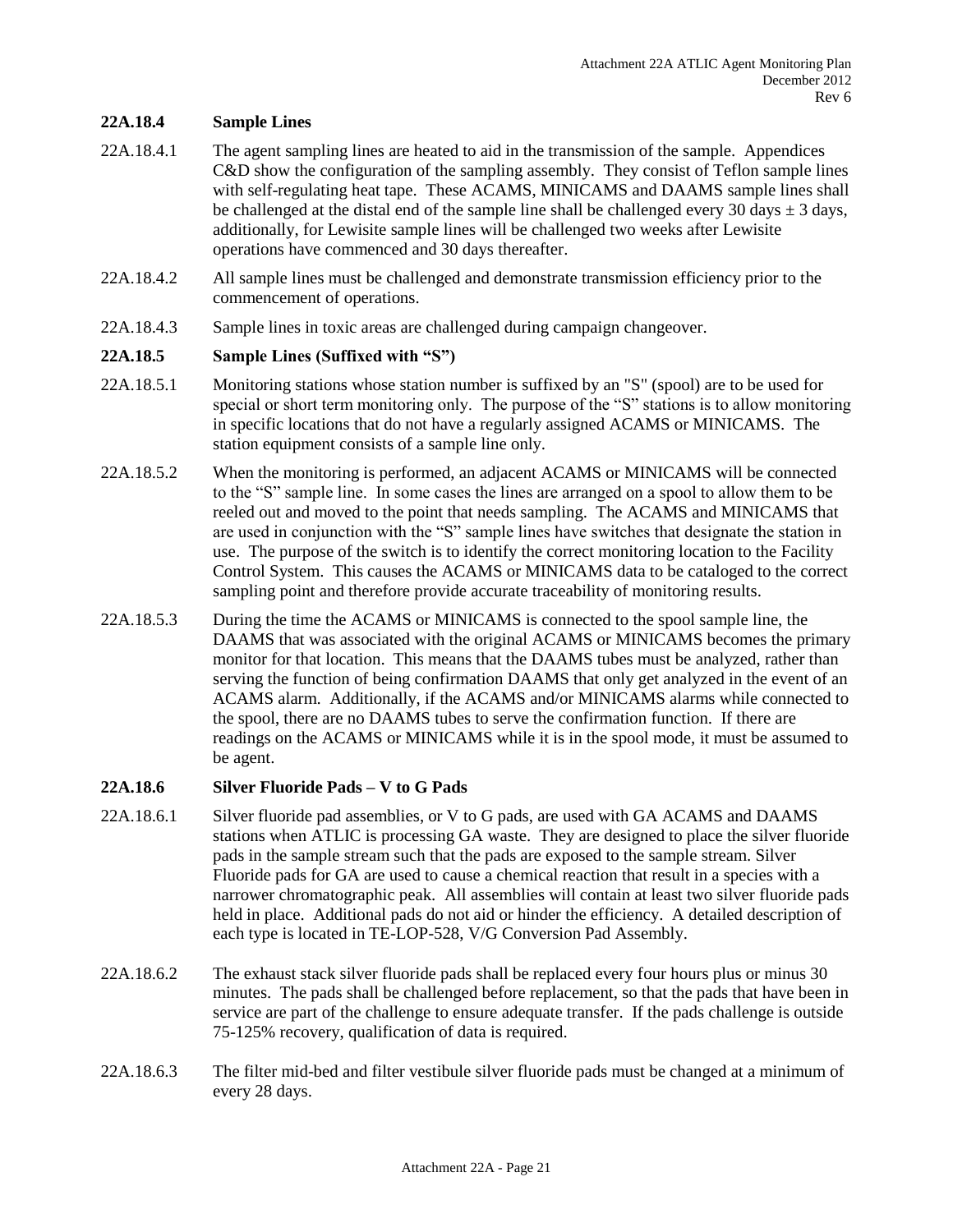### 22A.18.4 Sample Lines

22A.18.4.1 The agent sampling lines are heated to aid in the transmission of the sample. Appendices C&D show the configuration of the sampling assembly. They consist of Teflon sample lines with self-regulating heat tape. These ACAMS, MINICAMS and DAAMS sample lines shall be challenged at the distal end of the sample line shall be challenged every 30 days ± 3 days, additionally, for Lewisite sample lines will be challenged two weeks after Lewisite operations have commenced and 30 days thereafter.

22A.18.4.2 All sample lines must be challenged and demonstrate transmission efficiency prior to the commencement of operations.

22A.18.4.3 Sample lines in toxic areas are challenged during campaign changeover.

### 22A.18.5 Sample Lines (Suffixed with "S")

22A.18.5.1 Monitoring stations whose station number is suffixed by an "S" (spool) are to be used for special or short term monitoring only. The purpose of the "S" stations is to allow monitoring in specific locations that do not have a regularly assigned ACAMS or MINICAMS. The station equipment consists of a sample line only.

22A.18.5.2 When the monitoring is performed, an adjacent ACAMS or MINICAMS will be connected to the "S" sample line. In some cases the lines are arranged on a spool to allow them to be reeled out and moved to the point that needs sampling. The ACAMS and MINICAMS that are used in conjunction with the "S" sample lines have switches that designate the station in use. The purpose of the switch is to identify the correct monitoring location to the Facility Control System. This causes the ACAMS or MINICAMS data to be cataloged to the correct sampling point and therefore provide accurate traceability of monitoring results.

22A.18.5.3 During the time the ACAMS or MINICAMS is connected to the spool sample line, the DAAMS that was associated with the original ACAMS or MINICAMS becomes the primary monitor for that location. This means that the DAAMS tubes must be analyzed, rather than serving the function of being confirmation DAAMS that only get analyzed in the event of an ACAMS alarm. Additionally, if the ACAMS and/or MINICAMS alarms while connected to the spool, there are no DAAMS tubes to serve the confirmation function. If there are readings on the ACAMS or MINICAMS while it is in the spool mode, it must be assumed to be agent.

### 22A.18.6 Silver Fluoride Pads – V to G Pads

22A.18.6.1 Silver fluoride pad assemblies, or V to G pads, are used with GA ACAMS and DAAMS stations when ATLIC is processing GA waste. They are designed to place the silver fluoride pads in the sample stream such that the pads are exposed to the sample stream. Silver Fluoride pads for GA are used to cause a chemical reaction that result in a species with a narrower chromatographic peak. All assemblies will contain at least two silver fluoride pads held in place. Additional pads do not aid or hinder the efficiency. A detailed description of each type is located in TE-LOP-528, V/G Conversion Pad Assembly.

22A.18.6.2 The exhaust stack silver fluoride pads shall be replaced every four hours plus or minus 30 minutes. The pads shall be challenged before replacement, so that the pads that have been in service are part of the challenge to ensure adequate transfer. If the pads challenge is outside 75-125% recovery, qualification of data is required.

22A.18.6.3 The filter mid-bed and filter vestibule silver fluoride pads must be changed at a minimum of every 28 days.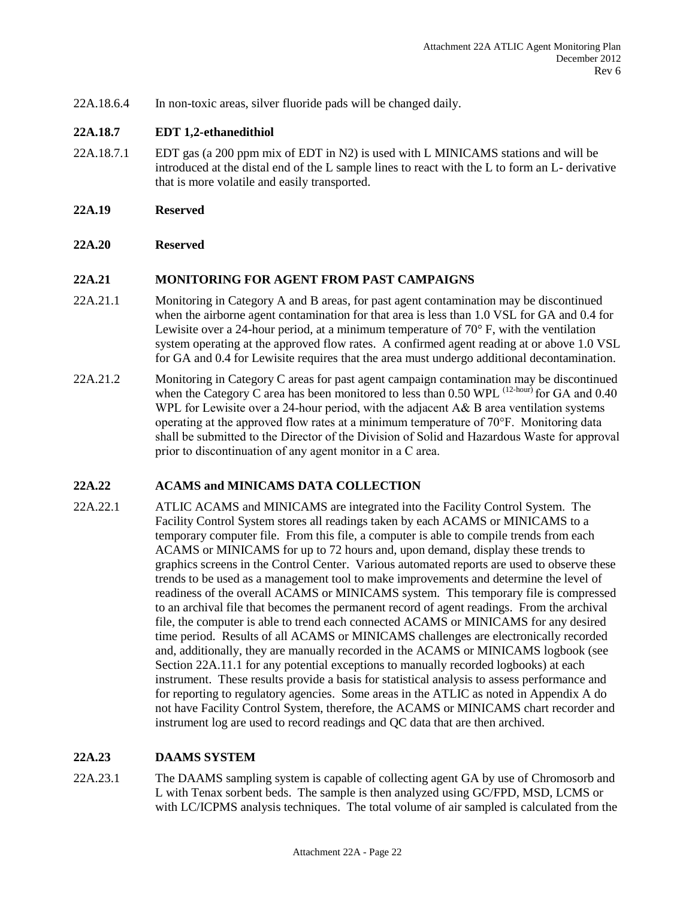22A.18.6.4 In non-toxic areas, silver fluoride pads will be changed daily.

### 22A.18.7 EDT 1,2-ethanedithiol

22A.18.7.1 EDT gas (a 200 ppm mix of EDT in N2) is used with L MINICAMS stations and will be introduced at the distal end of the L sample lines to react with the L to form an L- derivative that is more volatile and easily transported.

## 22A.19 Reserved

## 22A.20 Reserved

## 22A.21 MONITORING FOR AGENT FROM PAST CAMPAIGNS

22A.21.1 Monitoring in Category A and B areas, for past agent contamination may be discontinued when the airborne agent contamination for that area is less than 1.0 VSL for GA and 0.4 for Lewisite over a 24-hour period, at a minimum temperature of 70° F, with the ventilation system operating at the approved flow rates. A confirmed agent reading at or above 1.0 VSL for GA and 0.4 for Lewisite requires that the area must undergo additional decontamination.

22A.21.2 Monitoring in Category C areas for past agent campaign contamination may be discontinued when the Category C area has been monitored to less than 0.50 WPL $^{(12\text{-hour})}$ for GA and 0.40 WPL for Lewisite over a 24-hour period, with the adjacent A& B area ventilation systems operating at the approved flow rates at a minimum temperature of 70°F. Monitoring data shall be submitted to the Director of the Division of Solid and Hazardous Waste for approval prior to discontinuation of any agent monitor in a C area.

## 22A.22 ACAMS and MINICAMS DATA COLLECTION

22A.22.1 ATLIC ACAMS and MINICAMS are integrated into the Facility Control System. The Facility Control System stores all readings taken by each ACAMS or MINICAMS to a temporary computer file. From this file, a computer is able to compile trends from each ACAMS or MINICAMS for up to 72 hours and, upon demand, display these trends to graphics screens in the Control Center. Various automated reports are used to observe these trends to be used as a management tool to make improvements and determine the level of readiness of the overall ACAMS or MINICAMS system. This temporary file is compressed to an archival file that becomes the permanent record of agent readings. From the archival file, the computer is able to trend each connected ACAMS or MINICAMS for any desired time period. Results of all ACAMS or MINICAMS challenges are electronically recorded and, additionally, they are manually recorded in the ACAMS or MINICAMS logbook (see Section 22A.11.1 for any potential exceptions to manually recorded logbooks) at each instrument. These results provide a basis for statistical analysis to assess performance and for reporting to regulatory agencies. Some areas in the ATLIC as noted in Appendix A do not have Facility Control System, therefore, the ACAMS or MINICAMS chart recorder and instrument log are used to record readings and QC data that are then archived.

## 22A.23 DAAMS SYSTEM

22A.23.1 The DAAMS sampling system is capable of collecting agent GA by use of Chromosorb and L with Tenax sorbent beds. The sample is then analyzed using GC/FPD, MSD, LCMS or with LC/ICPMS analysis techniques. The total volume of air sampled is calculated from the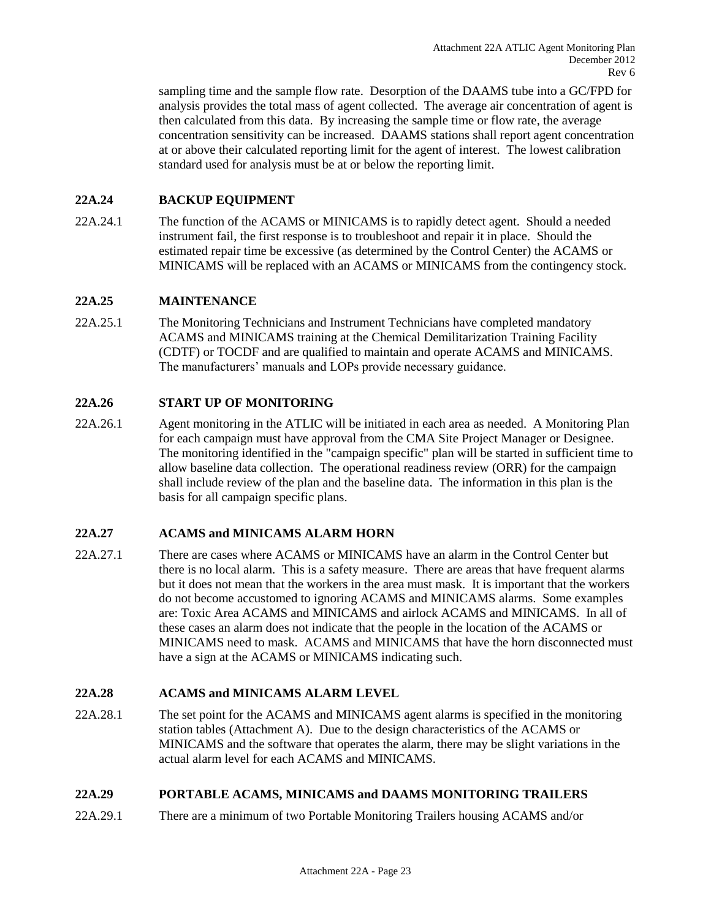sampling time and the sample flow rate. Desorption of the DAAMS tube into a GC/FPD for analysis provides the total mass of agent collected. The average air concentration of agent is then calculated from this data. By increasing the sample time or flow rate, the average concentration sensitivity can be increased. DAAMS stations shall report agent concentration at or above their calculated reporting limit for the agent of interest. The lowest calibration standard used for analysis must be at or below the reporting limit.

## 22A.24 BACKUP EQUIPMENT

22A.24.1 The function of the ACAMS or MINICAMS is to rapidly detect agent. Should a needed instrument fail, the first response is to troubleshoot and repair it in place. Should the estimated repair time be excessive (as determined by the Control Center) the ACAMS or MINICAMS will be replaced with an ACAMS or MINICAMS from the contingency stock.

## 22A.25 MAINTENANCE

22A.25.1 The Monitoring Technicians and Instrument Technicians have completed mandatory ACAMS and MINICAMS training at the Chemical Demilitarization Training Facility (CDTF) or TOCDF and are qualified to maintain and operate ACAMS and MINICAMS. The manufacturers' manuals and LOPs provide necessary guidance.

## 22A.26 START UP OF MONITORING

22A.26.1 Agent monitoring in the ATLIC will be initiated in each area as needed. A Monitoring Plan for each campaign must have approval from the CMA Site Project Manager or Designee. The monitoring identified in the "campaign specific" plan will be started in sufficient time to allow baseline data collection. The operational readiness review (ORR) for the campaign shall include review of the plan and the baseline data. The information in this plan is the basis for all campaign specific plans.

## 22A.27 ACAMS and MINICAMS ALARM HORN

22A.27.1 There are cases where ACAMS or MINICAMS have an alarm in the Control Center but there is no local alarm. This is a safety measure. There are areas that have frequent alarms but it does not mean that the workers in the area must mask. It is important that the workers do not become accustomed to ignoring ACAMS and MINICAMS alarms. Some examples are: Toxic Area ACAMS and MINICAMS and airlock ACAMS and MINICAMS. In all of these cases an alarm does not indicate that the people in the location of the ACAMS or MINICAMS need to mask. ACAMS and MINICAMS that have the horn disconnected must have a sign at the ACAMS or MINICAMS indicating such.

## 22A.28 ACAMS and MINICAMS ALARM LEVEL

22A.28.1 The set point for the ACAMS and MINICAMS agent alarms is specified in the monitoring station tables (Attachment A). Due to the design characteristics of the ACAMS or MINICAMS and the software that operates the alarm, there may be slight variations in the actual alarm level for each ACAMS and MINICAMS.

## 22A.29 PORTABLE ACAMS, MINICAMS and DAAMS MONITORING TRAILERS

22A.29.1 There are a minimum of two Portable Monitoring Trailers housing ACAMS and/or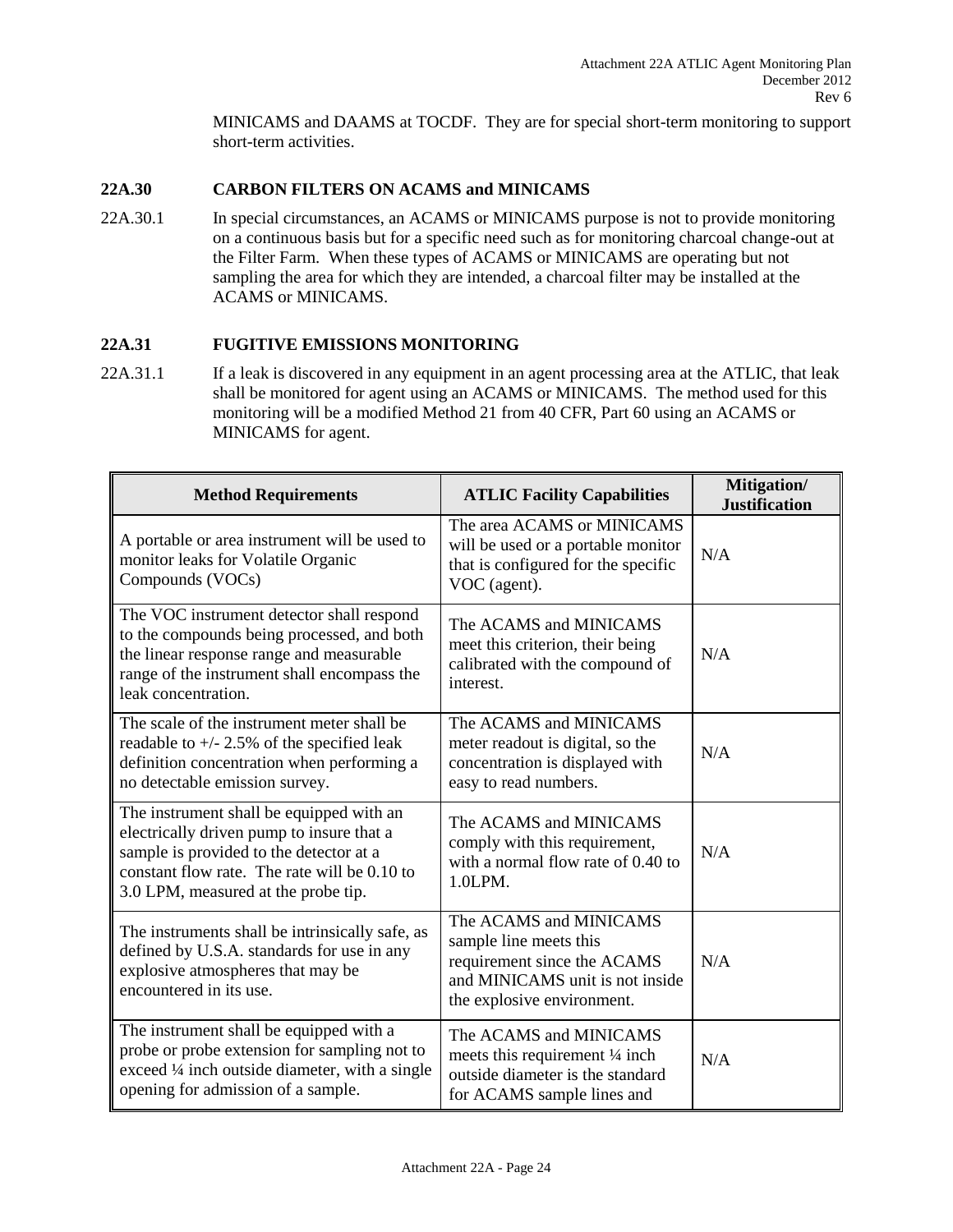MINICAMS and DAAMS at TOCDF. They are for special short-term monitoring to support short-term activities.

## 22A.30 CARBON FILTERS ON ACAMS and MINICAMS

22A.30.1 In special circumstances, an ACAMS or MINICAMS purpose is not to provide monitoring on a continuous basis but for a specific need such as for monitoring charcoal change-out at the Filter Farm. When these types of ACAMS or MINICAMS are operating but not sampling the area for which they are intended, a charcoal filter may be installed at the ACAMS or MINICAMS.

## 22A.31 FUGITIVE EMISSIONS MONITORING

22A.31.1 If a leak is discovered in any equipment in an agent processing area at the ATLIC, that leak shall be monitored for agent using an ACAMS or MINICAMS. The method used for this monitoring will be a modified Method 21 from 40 CFR, Part 60 using an ACAMS or MINICAMS for agent.

| Method Requirements | ATLIC Facility Capabilities | Mitigation/ Justification |
|---|---|---|
| A portable or area instrument will be used to monitor leaks for Volatile Organic Compounds (VOCs) | The area ACAMS or MINICAMS will be used or a portable monitor that is configured for the specific VOC (agent). | N/A |
| The VOC instrument detector shall respond to the compounds being processed, and both the linear response range and measurable range of the instrument shall encompass the leak concentration. | The ACAMS and MINICAMS meet this criterion, their being calibrated with the compound of interest. | N/A |
| The scale of the instrument meter shall be readable to +/- 2.5% of the specified leak definition concentration when performing a no detectable emission survey. | The ACAMS and MINICAMS meter readout is digital, so the concentration is displayed with easy to read numbers. | N/A |
| The instrument shall be equipped with an electrically driven pump to insure that a sample is provided to the detector at a constant flow rate. The rate will be 0.10 to 3.0 LPM, measured at the probe tip. | The ACAMS and MINICAMS comply with this requirement, with a normal flow rate of 0.40 to 1.0LPM. | N/A |
| The instruments shall be intrinsically safe, as defined by U.S.A. standards for use in any explosive atmospheres that may be encountered in its use. | The ACAMS and MINICAMS sample line meets this requirement since the ACAMS and MINICAMS unit is not inside the explosive environment. | N/A |
| The instrument shall be equipped with a probe or probe extension for sampling not to exceed ¼ inch outside diameter, with a single opening for admission of a sample. | The ACAMS and MINICAMS meets this requirement ¼ inch outside diameter is the standard for ACAMS sample lines and | N/A |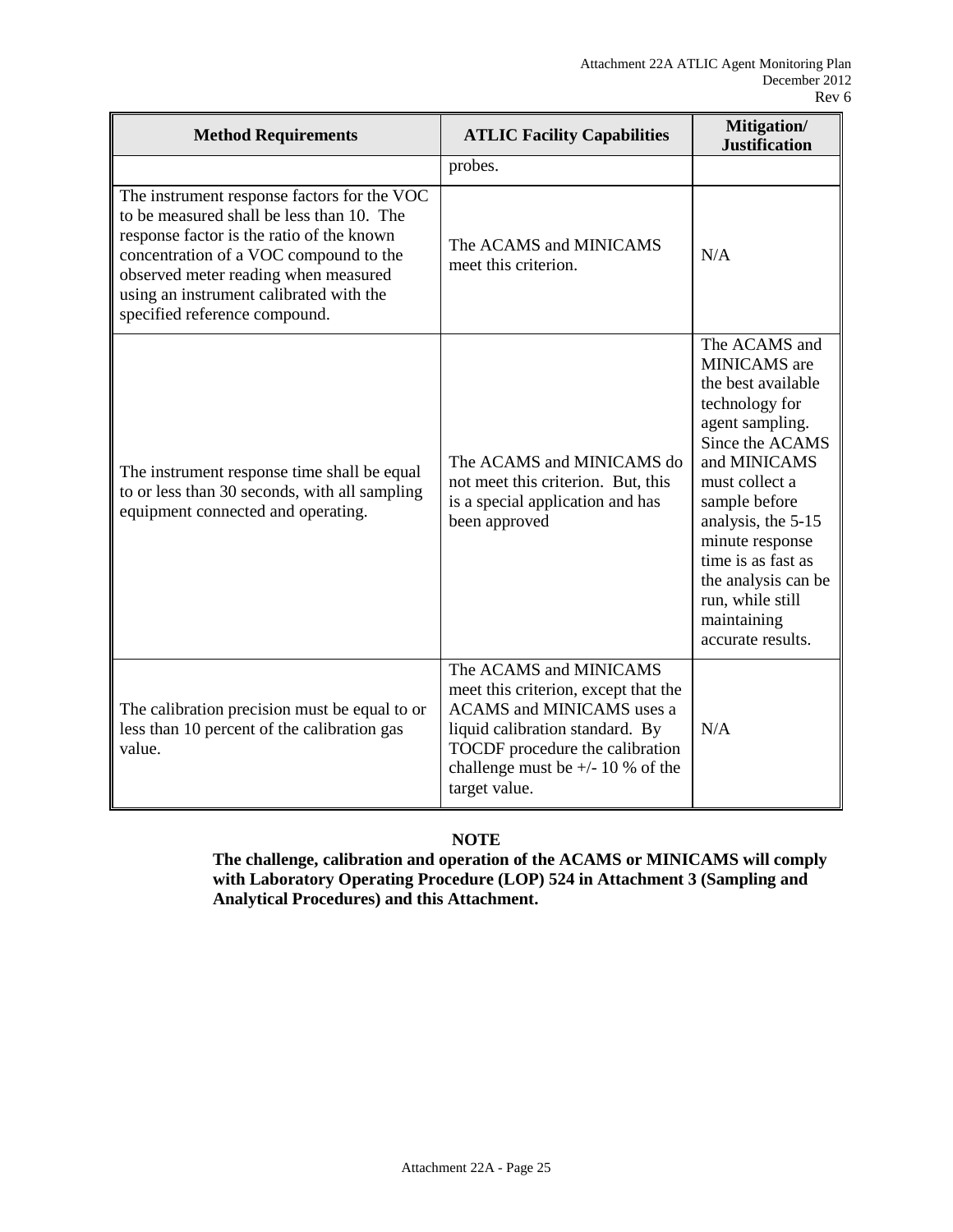| Method Requirements | ATLIC Facility Capabilities | Mitigation/ Justification |
|---|---|---|
| | probes. | |
| The instrument response factors for the VOC to be measured shall be less than 10. The response factor is the ratio of the known concentration of a VOC compound to the observed meter reading when measured using an instrument calibrated with the specified reference compound. | The ACAMS and MINICAMS meet this criterion. | N/A |
| The instrument response time shall be equal to or less than 30 seconds, with all sampling equipment connected and operating. | The ACAMS and MINICAMS do not meet this criterion. But, this is a special application and has been approved | The ACAMS and MINICAMS are the best available technology for agent sampling. Since the ACAMS and MINICAMS must collect a sample before analysis, the 5-15 minute response time is as fast as the analysis can be run, while still maintaining accurate results. |
| The calibration precision must be equal to or less than 10 percent of the calibration gas value. | The ACAMS and MINICAMS meet this criterion, except that the ACAMS and MINICAMS uses a liquid calibration standard. By TOCDF procedure the calibration challenge must be +/- 10 % of the target value. | N/A |

**NOTE**

**The challenge, calibration and operation of the ACAMS or MINICAMS will comply with Laboratory Operating Procedure (LOP) 524 in Attachment 3 (Sampling and Analytical Procedures) and this Attachment.**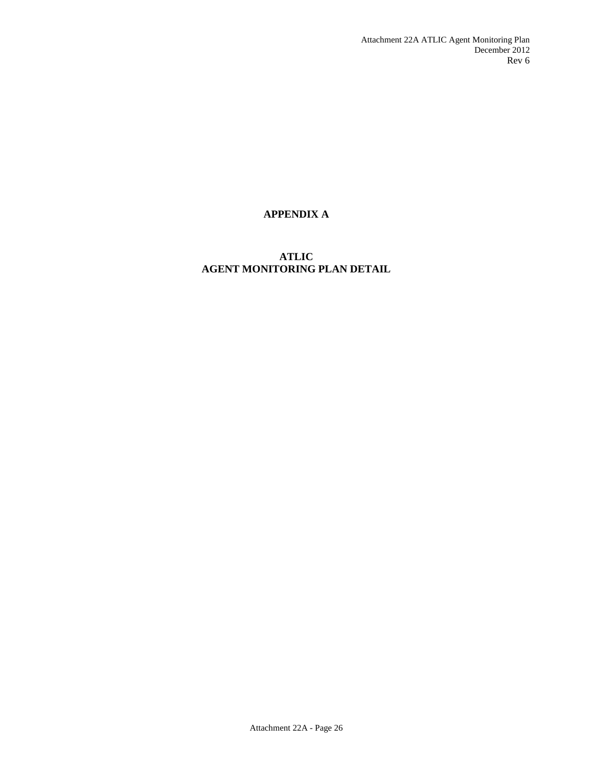# APPENDIX A

## ATLIC
## AGENT MONITORING PLAN DETAIL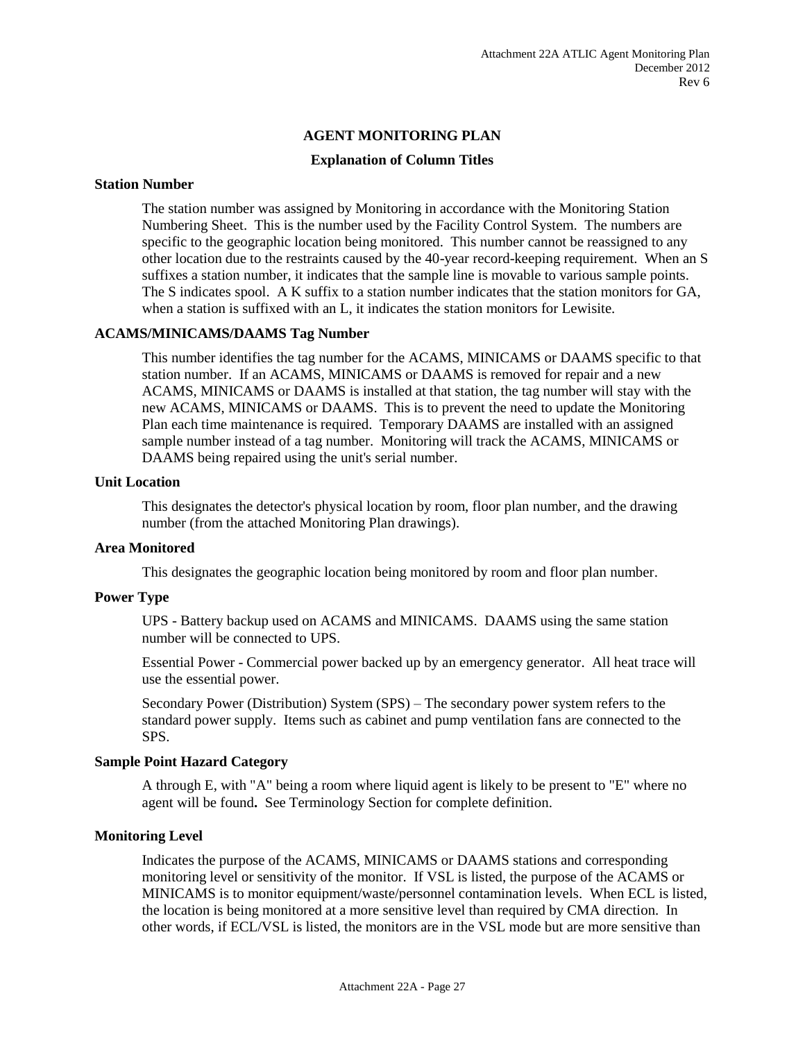## AGENT MONITORING PLAN

### Explanation of Column Titles

**Station Number**

The station number was assigned by Monitoring in accordance with the Monitoring Station Numbering Sheet. This is the number used by the Facility Control System. The numbers are specific to the geographic location being monitored. This number cannot be reassigned to any other location due to the restraints caused by the 40-year record-keeping requirement. When an S suffixes a station number, it indicates that the sample line is movable to various sample points. The S indicates spool. A K suffix to a station number indicates that the station monitors for GA, when a station is suffixed with an L, it indicates the station monitors for Lewisite.

**ACAMS/MINICAMS/DAAMS Tag Number**

This number identifies the tag number for the ACAMS, MINICAMS or DAAMS specific to that station number. If an ACAMS, MINICAMS or DAAMS is removed for repair and a new ACAMS, MINICAMS or DAAMS is installed at that station, the tag number will stay with the new ACAMS, MINICAMS or DAAMS. This is to prevent the need to update the Monitoring Plan each time maintenance is required. Temporary DAAMS are installed with an assigned sample number instead of a tag number. Monitoring will track the ACAMS, MINICAMS or DAAMS being repaired using the unit's serial number.

**Unit Location**

This designates the detector's physical location by room, floor plan number, and the drawing number (from the attached Monitoring Plan drawings).

**Area Monitored**

This designates the geographic location being monitored by room and floor plan number.

**Power Type**

UPS - Battery backup used on ACAMS and MINICAMS. DAAMS using the same station number will be connected to UPS.

Essential Power - Commercial power backed up by an emergency generator. All heat trace will use the essential power.

Secondary Power (Distribution) System (SPS) – The secondary power system refers to the standard power supply. Items such as cabinet and pump ventilation fans are connected to the SPS.

**Sample Point Hazard Category**

A through E, with "A" being a room where liquid agent is likely to be present to "E" where no agent will be found**.** See Terminology Section for complete definition.

**Monitoring Level**

Indicates the purpose of the ACAMS, MINICAMS or DAAMS stations and corresponding monitoring level or sensitivity of the monitor. If VSL is listed, the purpose of the ACAMS or MINICAMS is to monitor equipment/waste/personnel contamination levels. When ECL is listed, the location is being monitored at a more sensitive level than required by CMA direction. In other words, if ECL/VSL is listed, the monitors are in the VSL mode but are more sensitive than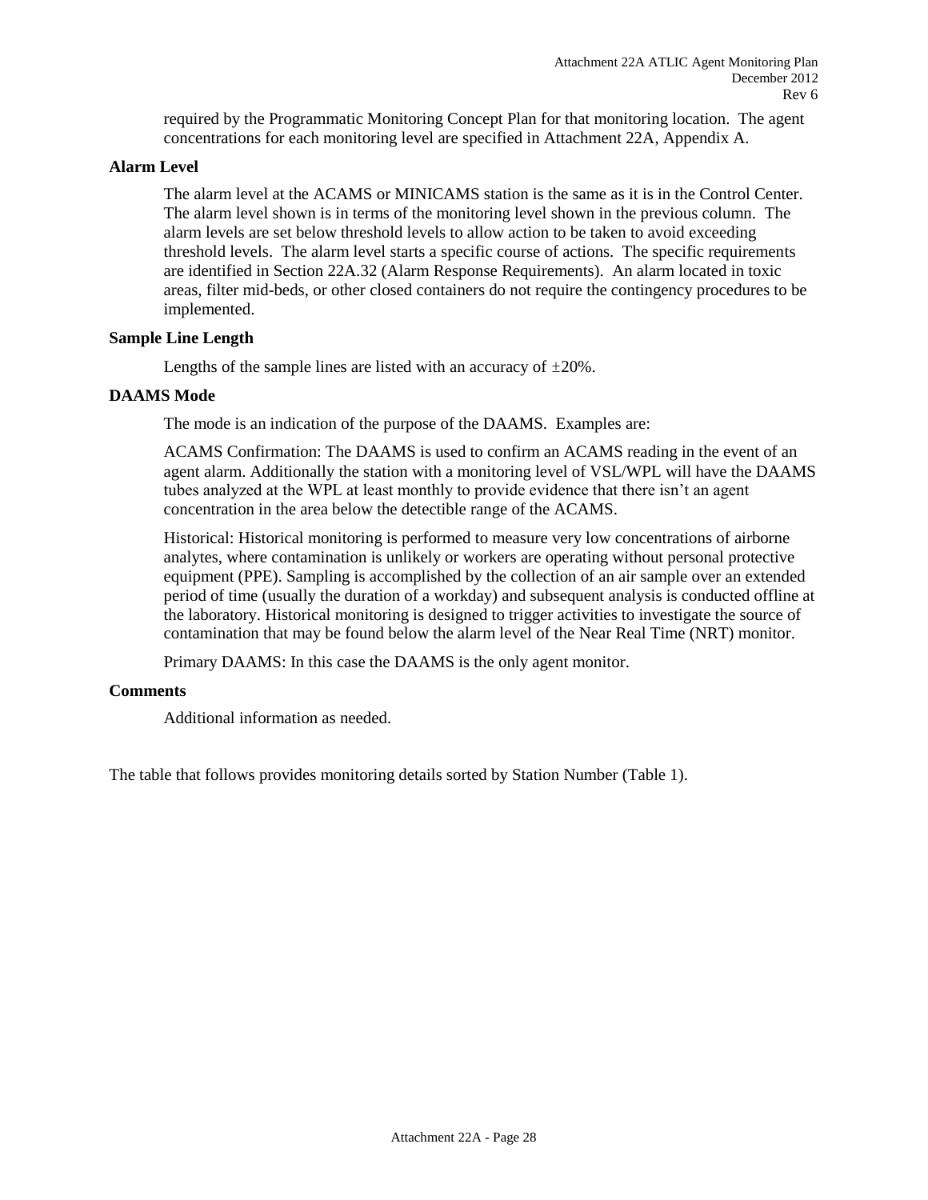required by the Programmatic Monitoring Concept Plan for that monitoring location. The agent concentrations for each monitoring level are specified in Attachment 22A, Appendix A.

**Alarm Level**

The alarm level at the ACAMS or MINICAMS station is the same as it is in the Control Center. The alarm level shown is in terms of the monitoring level shown in the previous column. The alarm levels are set below threshold levels to allow action to be taken to avoid exceeding threshold levels. The alarm level starts a specific course of actions. The specific requirements are identified in Section 22A.32 (Alarm Response Requirements). An alarm located in toxic areas, filter mid-beds, or other closed containers do not require the contingency procedures to be implemented.

**Sample Line Length**

Lengths of the sample lines are listed with an accuracy of ±20%.

**DAAMS Mode**

The mode is an indication of the purpose of the DAAMS. Examples are:

ACAMS Confirmation: The DAAMS is used to confirm an ACAMS reading in the event of an agent alarm. Additionally the station with a monitoring level of VSL/WPL will have the DAAMS tubes analyzed at the WPL at least monthly to provide evidence that there isn't an agent concentration in the area below the detectible range of the ACAMS.

Historical: Historical monitoring is performed to measure very low concentrations of airborne analytes, where contamination is unlikely or workers are operating without personal protective equipment (PPE). Sampling is accomplished by the collection of an air sample over an extended period of time (usually the duration of a workday) and subsequent analysis is conducted offline at the laboratory. Historical monitoring is designed to trigger activities to investigate the source of contamination that may be found below the alarm level of the Near Real Time (NRT) monitor.

Primary DAAMS: In this case the DAAMS is the only agent monitor.

**Comments**

Additional information as needed.

The table that follows provides monitoring details sorted by Station Number (Table 1).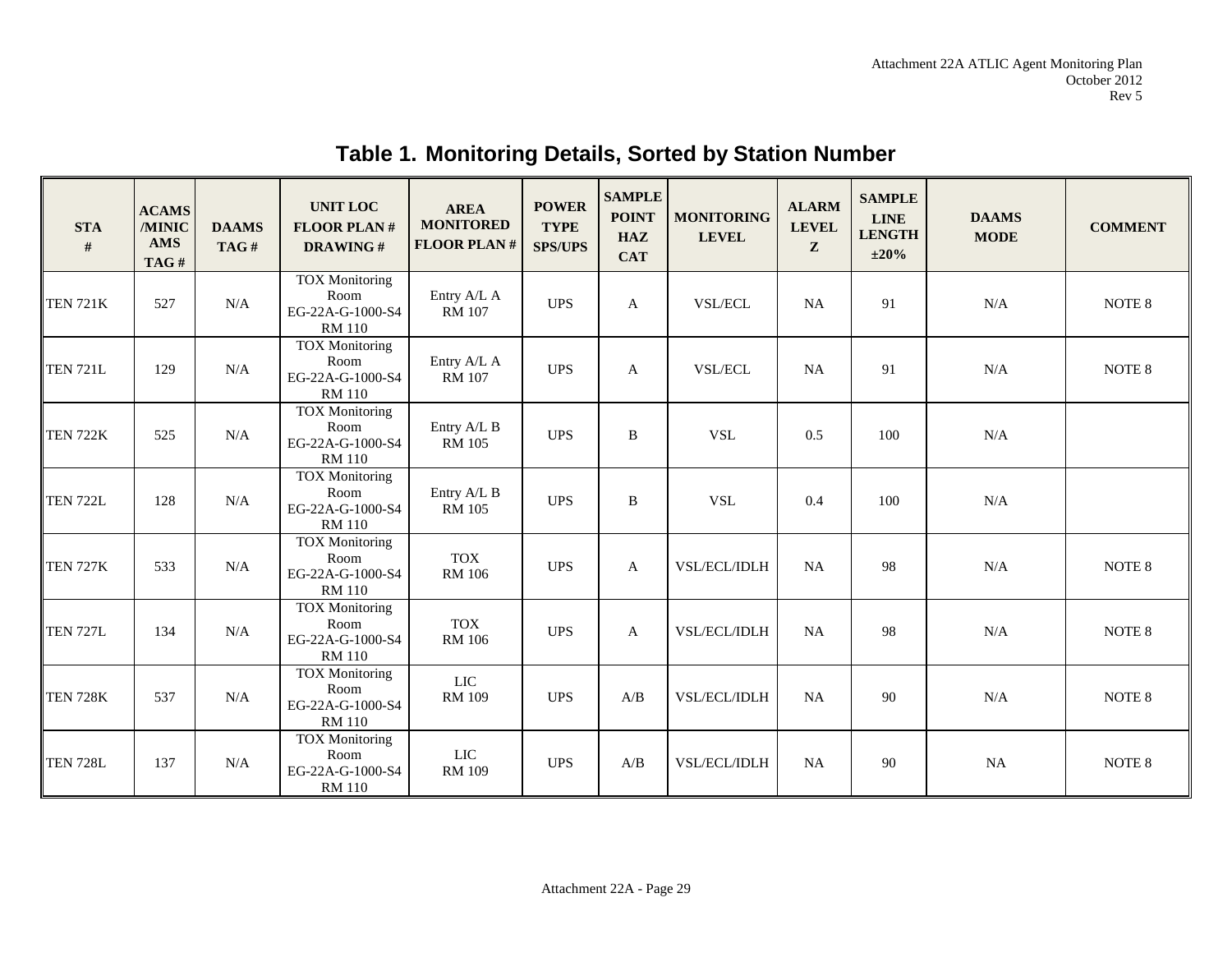# Table 1. Monitoring Details, Sorted by Station Number

| STA # | ACAMS /MINICAMS TAG # | DAAMS TAG # | UNIT LOC FLOOR PLAN # DRAWING # | AREA MONITORED FLOOR PLAN # | POWER TYPE SPS/UPS | SAMPLE POINT HAZ CAT | MONITORING LEVEL | ALARM LEVEL Z | SAMPLE LINE LENGTH ±20% | DAAMS MODE | COMMENT |
|---|---|---|---|---|---|---|---|---|---|---|---|
| TEN 721K | 527 | N/A | TOX Monitoring Room EG-22A-G-1000-S4 RM 110 | Entry A/L A RM 107 | UPS | A | VSL/ECL | NA | 91 | N/A | NOTE 8 |
| TEN 721L | 129 | N/A | TOX Monitoring Room EG-22A-G-1000-S4 RM 110 | Entry A/L A RM 107 | UPS | A | VSL/ECL | NA | 91 | N/A | NOTE 8 |
| TEN 722K | 525 | N/A | TOX Monitoring Room EG-22A-G-1000-S4 RM 110 | Entry A/L B RM 105 | UPS | B | VSL | 0.5 | 100 | N/A | |
| TEN 722L | 128 | N/A | TOX Monitoring Room EG-22A-G-1000-S4 RM 110 | Entry A/L B RM 105 | UPS | B | VSL | 0.4 | 100 | N/A | |
| TEN 727K | 533 | N/A | TOX Monitoring Room EG-22A-G-1000-S4 RM 110 | TOX RM 106 | UPS | A | VSL/ECL/IDLH | NA | 98 | N/A | NOTE 8 |
| TEN 727L | 134 | N/A | TOX Monitoring Room EG-22A-G-1000-S4 RM 110 | TOX RM 106 | UPS | A | VSL/ECL/IDLH | NA | 98 | N/A | NOTE 8 |
| TEN 728K | 537 | N/A | TOX Monitoring Room EG-22A-G-1000-S4 RM 110 | LIC RM 109 | UPS | A/B | VSL/ECL/IDLH | NA | 90 | N/A | NOTE 8 |
| TEN 728L | 137 | N/A | TOX Monitoring Room EG-22A-G-1000-S4 RM 110 | LIC RM 109 | UPS | A/B | VSL/ECL/IDLH | NA | 90 | NA | NOTE 8 |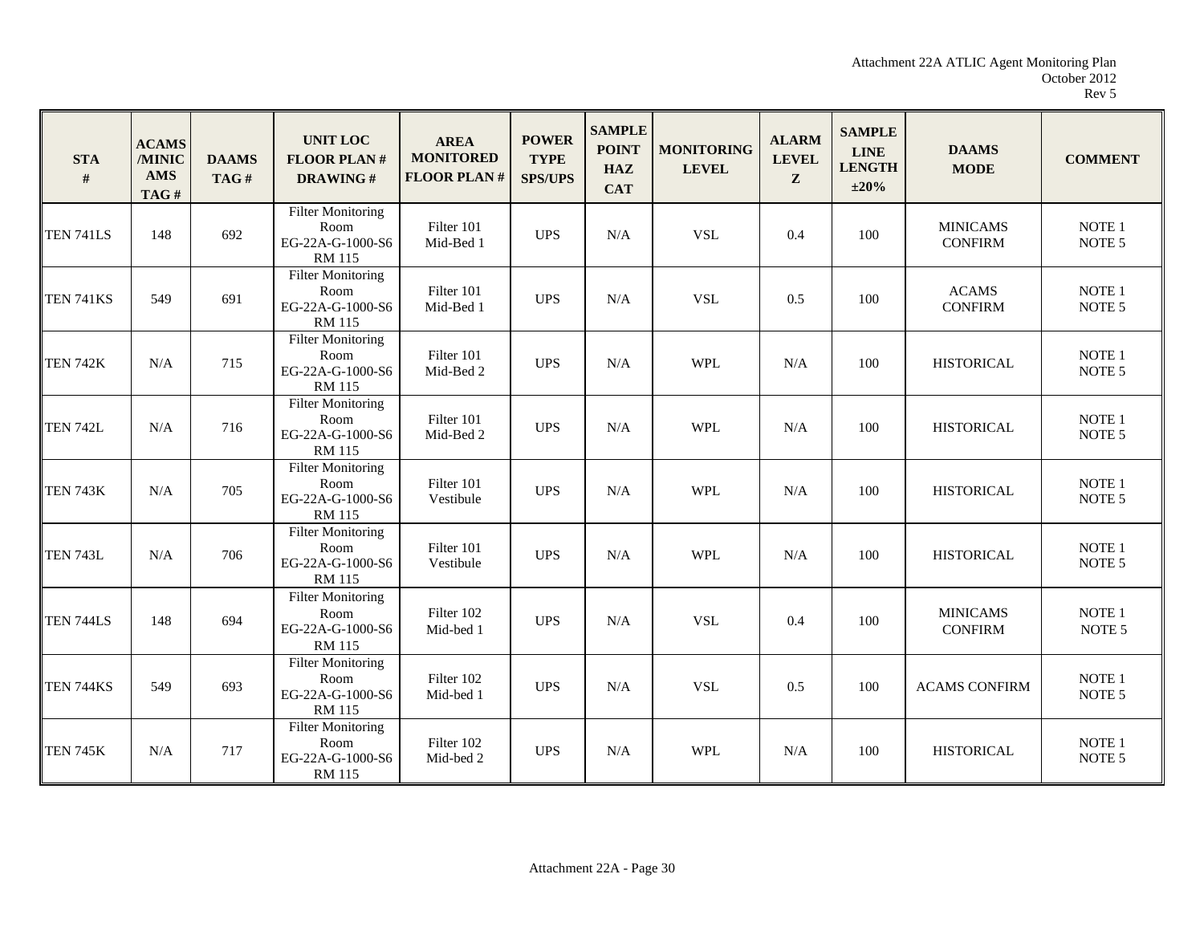| STA # | ACAMS /MINICAMS TAG # | DAAMS TAG # | UNIT LOC FLOOR PLAN # DRAWING # | AREA MONITORED FLOOR PLAN # | POWER TYPE SPS/UPS | SAMPLE POINT HAZ CAT | MONITORING LEVEL | ALARM LEVEL Z | SAMPLE LINE LENGTH ±20% | DAAMS MODE | COMMENT |
|---|---|---|---|---|---|---|---|---|---|---|---|
| TEN 741LS | 148 | 692 | Filter Monitoring Room EG-22A-G-1000-S6 RM 115 | Filter 101 Mid-Bed 1 | UPS | N/A | VSL | 0.4 | 100 | MINICAMS CONFIRM | NOTE 1 NOTE 5 |
| TEN 741KS | 549 | 691 | Filter Monitoring Room EG-22A-G-1000-S6 RM 115 | Filter 101 Mid-Bed 1 | UPS | N/A | VSL | 0.5 | 100 | ACAMS CONFIRM | NOTE 1 NOTE 5 |
| TEN 742K | N/A | 715 | Filter Monitoring Room EG-22A-G-1000-S6 RM 115 | Filter 101 Mid-Bed 2 | UPS | N/A | WPL | N/A | 100 | HISTORICAL | NOTE 1 NOTE 5 |
| TEN 742L | N/A | 716 | Filter Monitoring Room EG-22A-G-1000-S6 RM 115 | Filter 101 Mid-Bed 2 | UPS | N/A | WPL | N/A | 100 | HISTORICAL | NOTE 1 NOTE 5 |
| TEN 743K | N/A | 705 | Filter Monitoring Room EG-22A-G-1000-S6 RM 115 | Filter 101 Vestibule | UPS | N/A | WPL | N/A | 100 | HISTORICAL | NOTE 1 NOTE 5 |
| TEN 743L | N/A | 706 | Filter Monitoring Room EG-22A-G-1000-S6 RM 115 | Filter 101 Vestibule | UPS | N/A | WPL | N/A | 100 | HISTORICAL | NOTE 1 NOTE 5 |
| TEN 744LS | 148 | 694 | Filter Monitoring Room EG-22A-G-1000-S6 RM 115 | Filter 102 Mid-bed 1 | UPS | N/A | VSL | 0.4 | 100 | MINICAMS CONFIRM | NOTE 1 NOTE 5 |
| TEN 744KS | 549 | 693 | Filter Monitoring Room EG-22A-G-1000-S6 RM 115 | Filter 102 Mid-bed 1 | UPS | N/A | VSL | 0.5 | 100 | ACAMS CONFIRM | NOTE 1 NOTE 5 |
| TEN 745K | N/A | 717 | Filter Monitoring Room EG-22A-G-1000-S6 RM 115 | Filter 102 Mid-bed 2 | UPS | N/A | WPL | N/A | 100 | HISTORICAL | NOTE 1 NOTE 5 |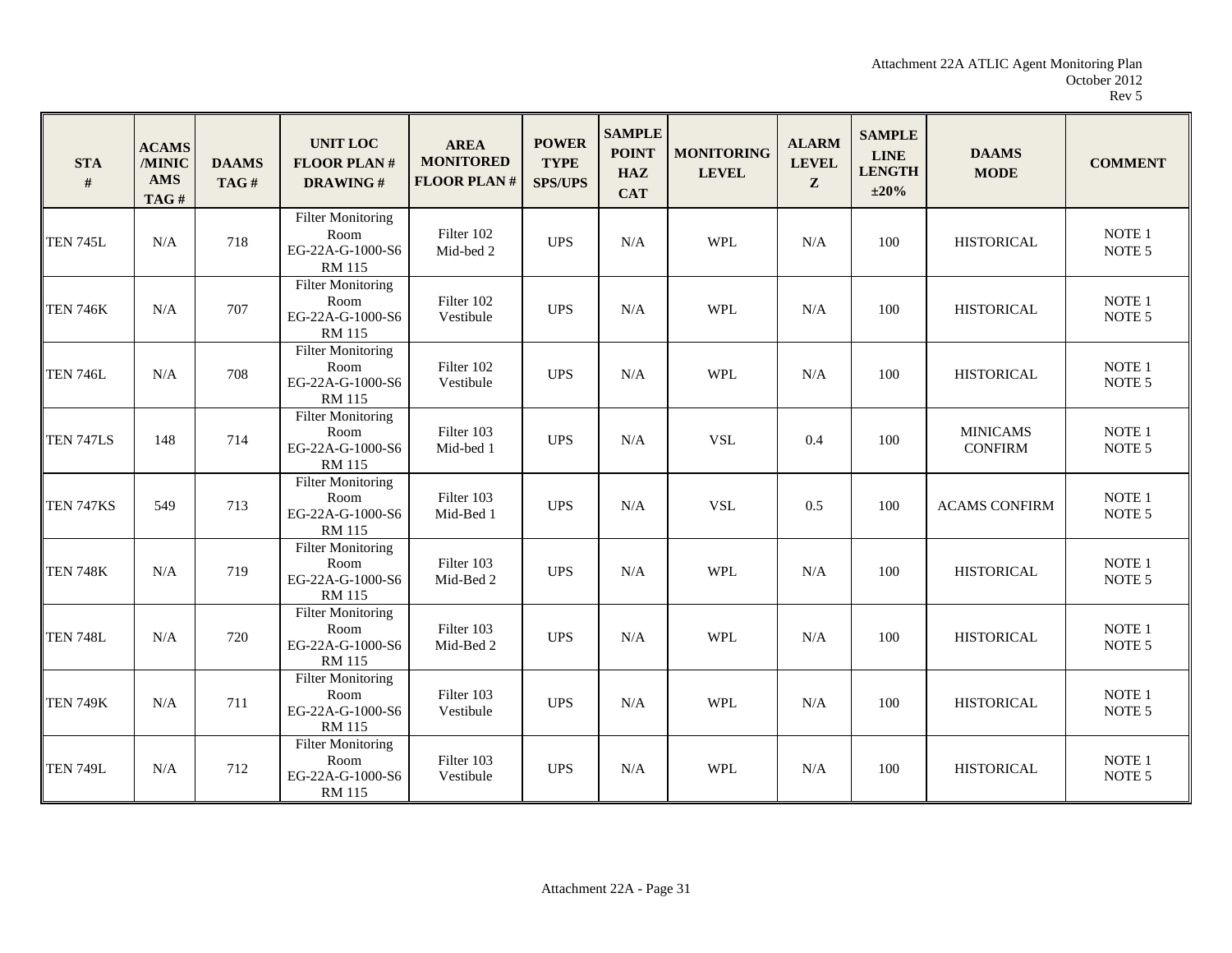| STA # | ACAMS /MINICAMS TAG # | DAAMS TAG # | UNIT LOC FLOOR PLAN # DRAWING # | AREA MONITORED FLOOR PLAN # | POWER TYPE SPS/UPS | SAMPLE POINT HAZ CAT | MONITORING LEVEL | ALARM LEVEL Z | SAMPLE LINE LENGTH ±20% | DAAMS MODE | COMMENT |
|---|---|---|---|---|---|---|---|---|---|---|---|
| TEN 745L | N/A | 718 | Filter Monitoring Room EG-22A-G-1000-S6 RM 115 | Filter 102 Mid-bed 2 | UPS | N/A | WPL | N/A | 100 | HISTORICAL | NOTE 1 NOTE 5 |
| TEN 746K | N/A | 707 | Filter Monitoring Room EG-22A-G-1000-S6 RM 115 | Filter 102 Vestibule | UPS | N/A | WPL | N/A | 100 | HISTORICAL | NOTE 1 NOTE 5 |
| TEN 746L | N/A | 708 | Filter Monitoring Room EG-22A-G-1000-S6 RM 115 | Filter 102 Vestibule | UPS | N/A | WPL | N/A | 100 | HISTORICAL | NOTE 1 NOTE 5 |
| TEN 747LS | 148 | 714 | Filter Monitoring Room EG-22A-G-1000-S6 RM 115 | Filter 103 Mid-bed 1 | UPS | N/A | VSL | 0.4 | 100 | MINICAMS CONFIRM | NOTE 1 NOTE 5 |
| TEN 747KS | 549 | 713 | Filter Monitoring Room EG-22A-G-1000-S6 RM 115 | Filter 103 Mid-Bed 1 | UPS | N/A | VSL | 0.5 | 100 | ACAMS CONFIRM | NOTE 1 NOTE 5 |
| TEN 748K | N/A | 719 | Filter Monitoring Room EG-22A-G-1000-S6 RM 115 | Filter 103 Mid-Bed 2 | UPS | N/A | WPL | N/A | 100 | HISTORICAL | NOTE 1 NOTE 5 |
| TEN 748L | N/A | 720 | Filter Monitoring Room EG-22A-G-1000-S6 RM 115 | Filter 103 Mid-Bed 2 | UPS | N/A | WPL | N/A | 100 | HISTORICAL | NOTE 1 NOTE 5 |
| TEN 749K | N/A | 711 | Filter Monitoring Room EG-22A-G-1000-S6 RM 115 | Filter 103 Vestibule | UPS | N/A | WPL | N/A | 100 | HISTORICAL | NOTE 1 NOTE 5 |
| TEN 749L | N/A | 712 | Filter Monitoring Room EG-22A-G-1000-S6 RM 115 | Filter 103 Vestibule | UPS | N/A | WPL | N/A | 100 | HISTORICAL | NOTE 1 NOTE 5 |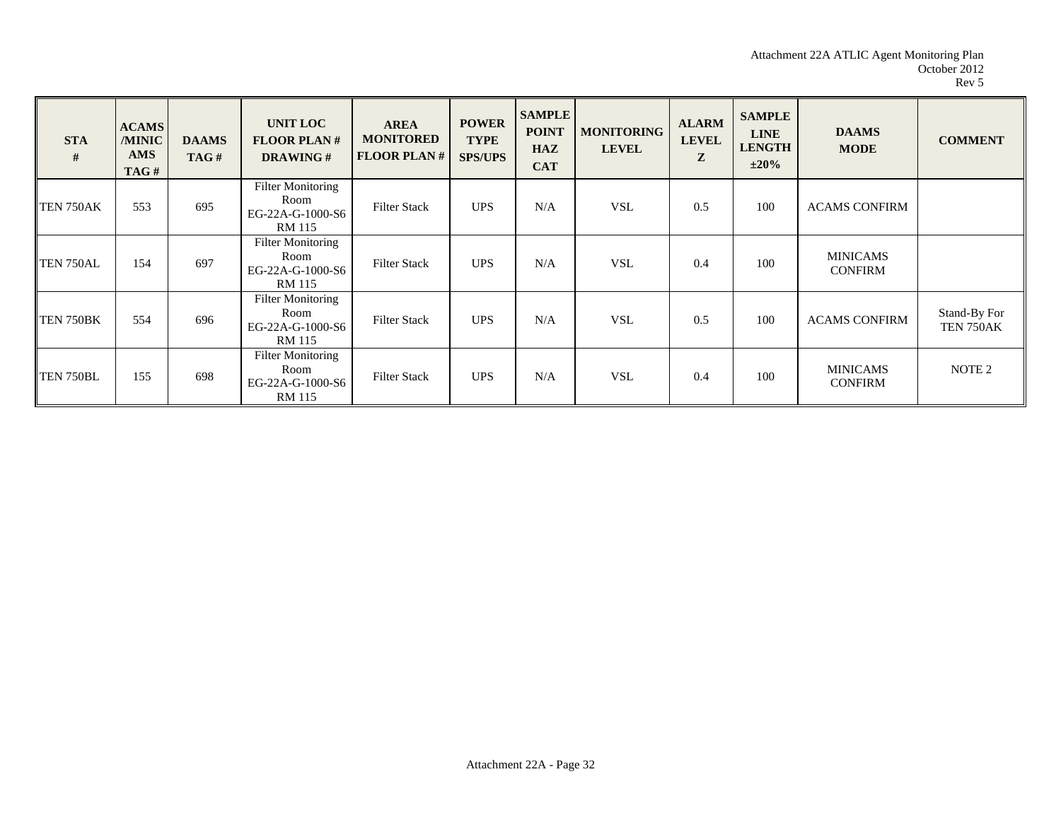| STA # | ACAMS /MINICAMS TAG # | DAAMS TAG # | UNIT LOC FLOOR PLAN # DRAWING # | AREA MONITORED FLOOR PLAN # | POWER TYPE SPS/UPS | SAMPLE POINT HAZ CAT | MONITORING LEVEL | ALARM LEVEL Z | SAMPLE LINE LENGTH ±20% | DAAMS MODE | COMMENT |
|---|---|---|---|---|---|---|---|---|---|---|---|
| TEN 750AK | 553 | 695 | Filter Monitoring Room EG-22A-G-1000-S6 RM 115 | Filter Stack | UPS | N/A | VSL | 0.5 | 100 | ACAMS CONFIRM | |
| TEN 750AL | 154 | 697 | Filter Monitoring Room EG-22A-G-1000-S6 RM 115 | Filter Stack | UPS | N/A | VSL | 0.4 | 100 | MINICAMS CONFIRM | |
| TEN 750BK | 554 | 696 | Filter Monitoring Room EG-22A-G-1000-S6 RM 115 | Filter Stack | UPS | N/A | VSL | 0.5 | 100 | ACAMS CONFIRM | Stand-By For TEN 750AK |
| TEN 750BL | 155 | 698 | Filter Monitoring Room EG-22A-G-1000-S6 RM 115 | Filter Stack | UPS | N/A | VSL | 0.4 | 100 | MINICAMS CONFIRM | NOTE 2 |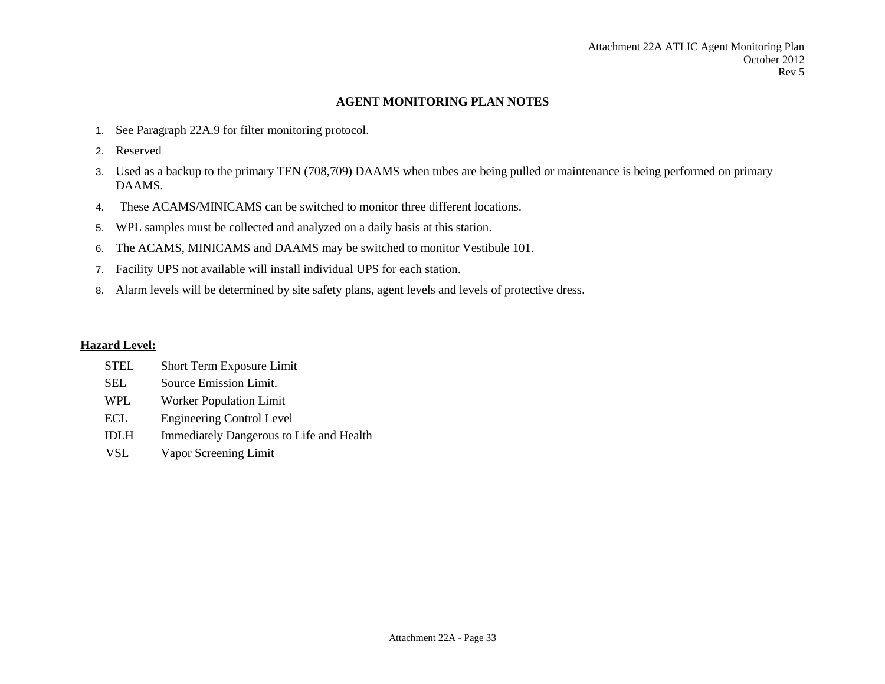## AGENT MONITORING PLAN NOTES

1. See Paragraph 22A.9 for filter monitoring protocol.
2. Reserved
3. Used as a backup to the primary TEN (708,709) DAAMS when tubes are being pulled or maintenance is being performed on primary DAAMS.
4. These ACAMS/MINICAMS can be switched to monitor three different locations.
5. WPL samples must be collected and analyzed on a daily basis at this station.
6. The ACAMS, MINICAMS and DAAMS may be switched to monitor Vestibule 101.
7. Facility UPS not available will install individual UPS for each station.
8. Alarm levels will be determined by site safety plans, agent levels and levels of protective dress.

**Hazard Level:**

| | |
|---|---|
| STEL | Short Term Exposure Limit |
| SEL | Source Emission Limit. |
| WPL | Worker Population Limit |
| ECL | Engineering Control Level |
| IDLH | Immediately Dangerous to Life and Health |
| VSL | Vapor Screening Limit |